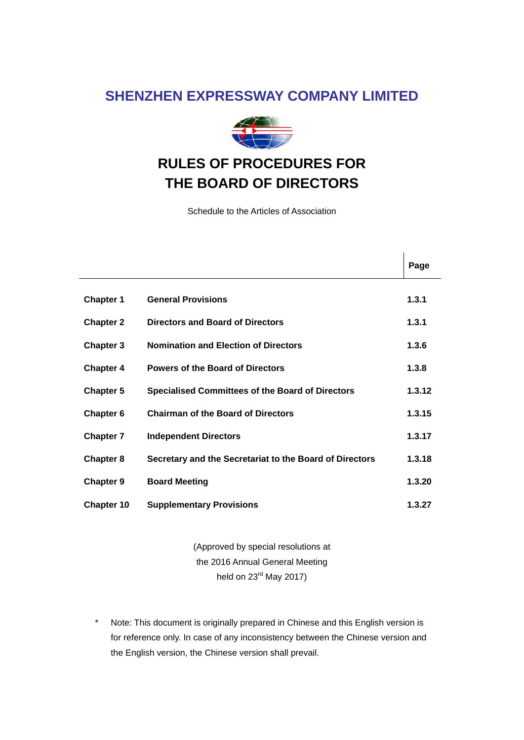# SHENZHEN EXPRESSWAY COMPANY LIMITED

# RULES OF PROCEDURES FOR THE BOARD OF DIRECTORS

Schedule to the Articles of Association

| | | Page |
|---|---|---|
| **Chapter 1** | **General Provisions** | **1.3.1** |
| **Chapter 2** | **Directors and Board of Directors** | **1.3.1** |
| **Chapter 3** | **Nomination and Election of Directors** | **1.3.6** |
| **Chapter 4** | **Powers of the Board of Directors** | **1.3.8** |
| **Chapter 5** | **Specialised Committees of the Board of Directors** | **1.3.12** |
| **Chapter 6** | **Chairman of the Board of Directors** | **1.3.15** |
| **Chapter 7** | **Independent Directors** | **1.3.17** |
| **Chapter 8** | **Secretary and the Secretariat to the Board of Directors** | **1.3.18** |
| **Chapter 9** | **Board Meeting** | **1.3.20** |
| **Chapter 10** | **Supplementary Provisions** | **1.3.27** |

(Approved by special resolutions at the 2016 Annual General Meeting held on 23rd May 2017)

\* Note: This document is originally prepared in Chinese and this English version is for reference only. In case of any inconsistency between the Chinese version and the English version, the Chinese version shall prevail.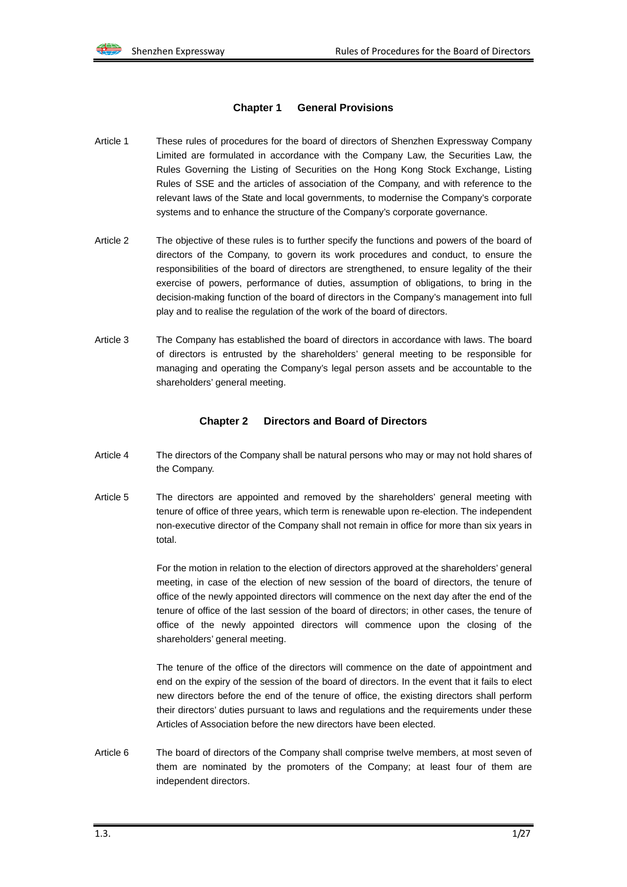## Chapter 1 General Provisions

Article 1 These rules of procedures for the board of directors of Shenzhen Expressway Company Limited are formulated in accordance with the Company Law, the Securities Law, the Rules Governing the Listing of Securities on the Hong Kong Stock Exchange, Listing Rules of SSE and the articles of association of the Company, and with reference to the relevant laws of the State and local governments, to modernise the Company's corporate systems and to enhance the structure of the Company's corporate governance.

Article 2 The objective of these rules is to further specify the functions and powers of the board of directors of the Company, to govern its work procedures and conduct, to ensure the responsibilities of the board of directors are strengthened, to ensure legality of the their exercise of powers, performance of duties, assumption of obligations, to bring in the decision-making function of the board of directors in the Company's management into full play and to realise the regulation of the work of the board of directors.

Article 3 The Company has established the board of directors in accordance with laws. The board of directors is entrusted by the shareholders' general meeting to be responsible for managing and operating the Company's legal person assets and be accountable to the shareholders' general meeting.

## Chapter 2 Directors and Board of Directors

Article 4 The directors of the Company shall be natural persons who may or may not hold shares of the Company.

Article 5 The directors are appointed and removed by the shareholders' general meeting with tenure of office of three years, which term is renewable upon re-election. The independent non-executive director of the Company shall not remain in office for more than six years in total.

For the motion in relation to the election of directors approved at the shareholders' general meeting, in case of the election of new session of the board of directors, the tenure of office of the newly appointed directors will commence on the next day after the end of the tenure of office of the last session of the board of directors; in other cases, the tenure of office of the newly appointed directors will commence upon the closing of the shareholders' general meeting.

The tenure of the office of the directors will commence on the date of appointment and end on the expiry of the session of the board of directors. In the event that it fails to elect new directors before the end of the tenure of office, the existing directors shall perform their directors' duties pursuant to laws and regulations and the requirements under these Articles of Association before the new directors have been elected.

Article 6 The board of directors of the Company shall comprise twelve members, at most seven of them are nominated by the promoters of the Company; at least four of them are independent directors.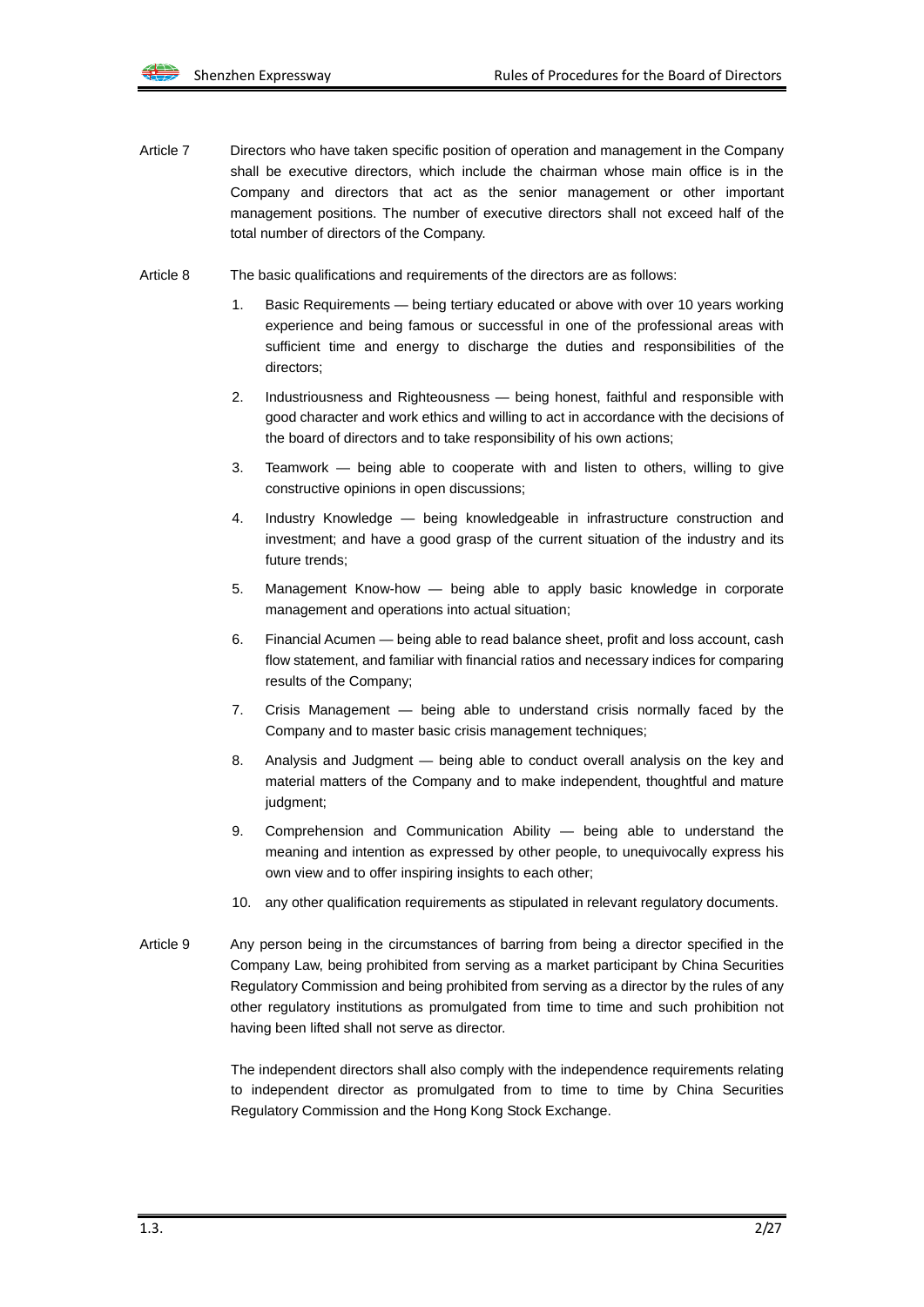Article 7 Directors who have taken specific position of operation and management in the Company shall be executive directors, which include the chairman whose main office is in the Company and directors that act as the senior management or other important management positions. The number of executive directors shall not exceed half of the total number of directors of the Company.

Article 8 The basic qualifications and requirements of the directors are as follows:

1. Basic Requirements — being tertiary educated or above with over 10 years working experience and being famous or successful in one of the professional areas with sufficient time and energy to discharge the duties and responsibilities of the directors;
2. Industriousness and Righteousness — being honest, faithful and responsible with good character and work ethics and willing to act in accordance with the decisions of the board of directors and to take responsibility of his own actions;
3. Teamwork — being able to cooperate with and listen to others, willing to give constructive opinions in open discussions;
4. Industry Knowledge — being knowledgeable in infrastructure construction and investment; and have a good grasp of the current situation of the industry and its future trends;
5. Management Know-how — being able to apply basic knowledge in corporate management and operations into actual situation;
6. Financial Acumen — being able to read balance sheet, profit and loss account, cash flow statement, and familiar with financial ratios and necessary indices for comparing results of the Company;
7. Crisis Management — being able to understand crisis normally faced by the Company and to master basic crisis management techniques;
8. Analysis and Judgment — being able to conduct overall analysis on the key and material matters of the Company and to make independent, thoughtful and mature judgment;
9. Comprehension and Communication Ability — being able to understand the meaning and intention as expressed by other people, to unequivocally express his own view and to offer inspiring insights to each other;
10. any other qualification requirements as stipulated in relevant regulatory documents.

Article 9 Any person being in the circumstances of barring from being a director specified in the Company Law, being prohibited from serving as a market participant by China Securities Regulatory Commission and being prohibited from serving as a director by the rules of any other regulatory institutions as promulgated from time to time and such prohibition not having been lifted shall not serve as director.

The independent directors shall also comply with the independence requirements relating to independent director as promulgated from to time to time by China Securities Regulatory Commission and the Hong Kong Stock Exchange.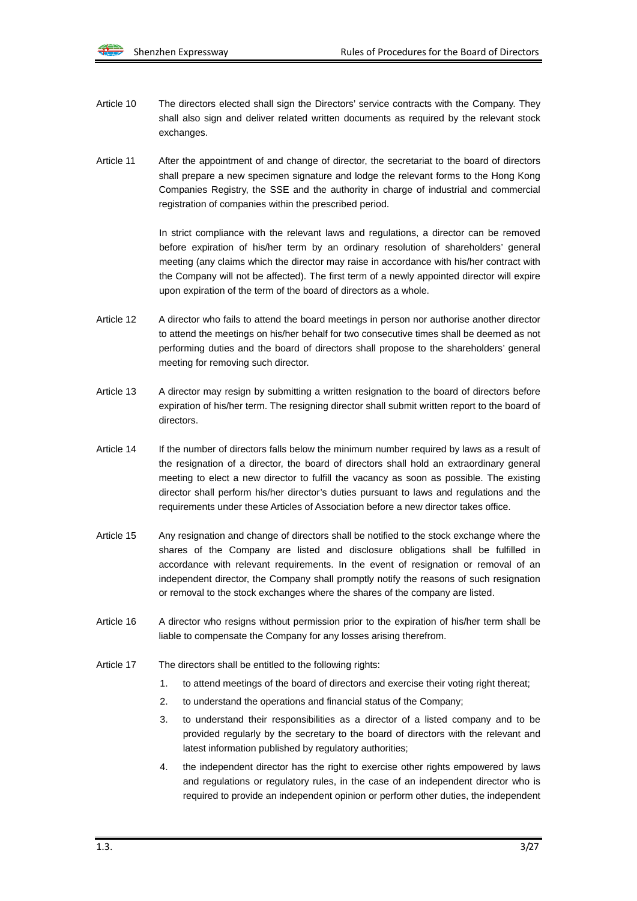Article 10 The directors elected shall sign the Directors' service contracts with the Company. They shall also sign and deliver related written documents as required by the relevant stock exchanges.

Article 11 After the appointment of and change of director, the secretariat to the board of directors shall prepare a new specimen signature and lodge the relevant forms to the Hong Kong Companies Registry, the SSE and the authority in charge of industrial and commercial registration of companies within the prescribed period.

In strict compliance with the relevant laws and regulations, a director can be removed before expiration of his/her term by an ordinary resolution of shareholders' general meeting (any claims which the director may raise in accordance with his/her contract with the Company will not be affected). The first term of a newly appointed director will expire upon expiration of the term of the board of directors as a whole.

Article 12 A director who fails to attend the board meetings in person nor authorise another director to attend the meetings on his/her behalf for two consecutive times shall be deemed as not performing duties and the board of directors shall propose to the shareholders' general meeting for removing such director.

Article 13 A director may resign by submitting a written resignation to the board of directors before expiration of his/her term. The resigning director shall submit written report to the board of directors.

Article 14 If the number of directors falls below the minimum number required by laws as a result of the resignation of a director, the board of directors shall hold an extraordinary general meeting to elect a new director to fulfill the vacancy as soon as possible. The existing director shall perform his/her director's duties pursuant to laws and regulations and the requirements under these Articles of Association before a new director takes office.

Article 15 Any resignation and change of directors shall be notified to the stock exchange where the shares of the Company are listed and disclosure obligations shall be fulfilled in accordance with relevant requirements. In the event of resignation or removal of an independent director, the Company shall promptly notify the reasons of such resignation or removal to the stock exchanges where the shares of the company are listed.

Article 16 A director who resigns without permission prior to the expiration of his/her term shall be liable to compensate the Company for any losses arising therefrom.

Article 17 The directors shall be entitled to the following rights:

1. to attend meetings of the board of directors and exercise their voting right thereat;
2. to understand the operations and financial status of the Company;
3. to understand their responsibilities as a director of a listed company and to be provided regularly by the secretary to the board of directors with the relevant and latest information published by regulatory authorities;
4. the independent director has the right to exercise other rights empowered by laws and regulations or regulatory rules, in the case of an independent director who is required to provide an independent opinion or perform other duties, the independent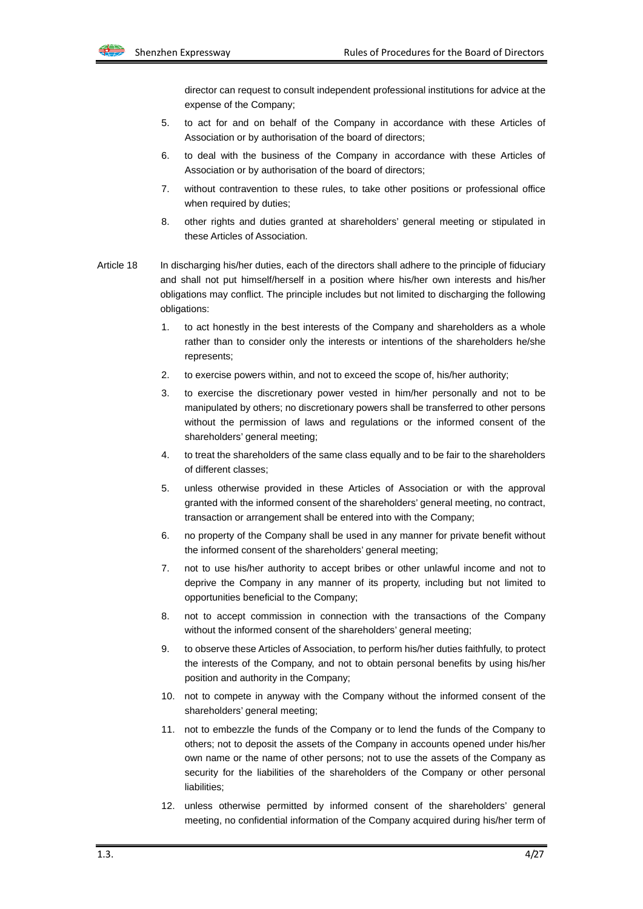director can request to consult independent professional institutions for advice at the expense of the Company;

5. to act for and on behalf of the Company in accordance with these Articles of Association or by authorisation of the board of directors;
6. to deal with the business of the Company in accordance with these Articles of Association or by authorisation of the board of directors;
7. without contravention to these rules, to take other positions or professional office when required by duties;
8. other rights and duties granted at shareholders' general meeting or stipulated in these Articles of Association.

Article 18 In discharging his/her duties, each of the directors shall adhere to the principle of fiduciary and shall not put himself/herself in a position where his/her own interests and his/her obligations may conflict. The principle includes but not limited to discharging the following obligations:

1. to act honestly in the best interests of the Company and shareholders as a whole rather than to consider only the interests or intentions of the shareholders he/she represents;
2. to exercise powers within, and not to exceed the scope of, his/her authority;
3. to exercise the discretionary power vested in him/her personally and not to be manipulated by others; no discretionary powers shall be transferred to other persons without the permission of laws and regulations or the informed consent of the shareholders' general meeting;
4. to treat the shareholders of the same class equally and to be fair to the shareholders of different classes;
5. unless otherwise provided in these Articles of Association or with the approval granted with the informed consent of the shareholders' general meeting, no contract, transaction or arrangement shall be entered into with the Company;
6. no property of the Company shall be used in any manner for private benefit without the informed consent of the shareholders' general meeting;
7. not to use his/her authority to accept bribes or other unlawful income and not to deprive the Company in any manner of its property, including but not limited to opportunities beneficial to the Company;
8. not to accept commission in connection with the transactions of the Company without the informed consent of the shareholders' general meeting;
9. to observe these Articles of Association, to perform his/her duties faithfully, to protect the interests of the Company, and not to obtain personal benefits by using his/her position and authority in the Company;
10. not to compete in anyway with the Company without the informed consent of the shareholders' general meeting;
11. not to embezzle the funds of the Company or to lend the funds of the Company to others; not to deposit the assets of the Company in accounts opened under his/her own name or the name of other persons; not to use the assets of the Company as security for the liabilities of the shareholders of the Company or other personal liabilities;
12. unless otherwise permitted by informed consent of the shareholders' general meeting, no confidential information of the Company acquired during his/her term of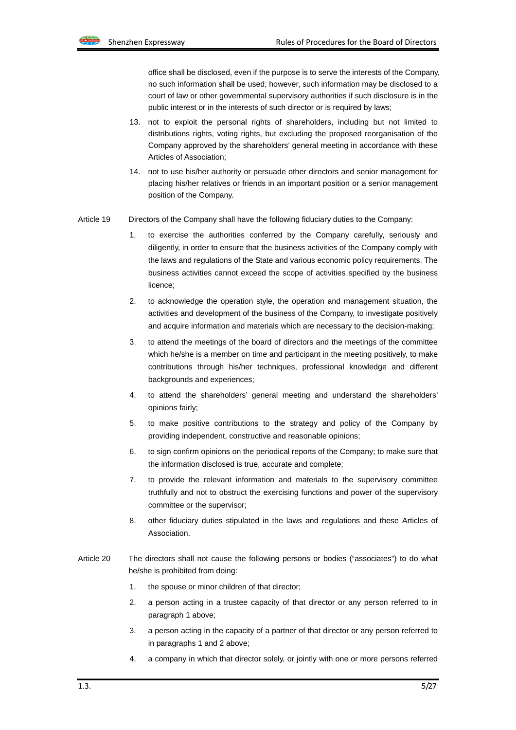office shall be disclosed, even if the purpose is to serve the interests of the Company, no such information shall be used; however, such information may be disclosed to a court of law or other governmental supervisory authorities if such disclosure is in the public interest or in the interests of such director or is required by laws;

13. not to exploit the personal rights of shareholders, including but not limited to distributions rights, voting rights, but excluding the proposed reorganisation of the Company approved by the shareholders' general meeting in accordance with these Articles of Association;

14. not to use his/her authority or persuade other directors and senior management for placing his/her relatives or friends in an important position or a senior management position of the Company.

Article 19 Directors of the Company shall have the following fiduciary duties to the Company:

1. to exercise the authorities conferred by the Company carefully, seriously and diligently, in order to ensure that the business activities of the Company comply with the laws and regulations of the State and various economic policy requirements. The business activities cannot exceed the scope of activities specified by the business licence;

2. to acknowledge the operation style, the operation and management situation, the activities and development of the business of the Company, to investigate positively and acquire information and materials which are necessary to the decision-making;

3. to attend the meetings of the board of directors and the meetings of the committee which he/she is a member on time and participant in the meeting positively, to make contributions through his/her techniques, professional knowledge and different backgrounds and experiences;

4. to attend the shareholders' general meeting and understand the shareholders' opinions fairly;

5. to make positive contributions to the strategy and policy of the Company by providing independent, constructive and reasonable opinions;

6. to sign confirm opinions on the periodical reports of the Company; to make sure that the information disclosed is true, accurate and complete;

7. to provide the relevant information and materials to the supervisory committee truthfully and not to obstruct the exercising functions and power of the supervisory committee or the supervisor;

8. other fiduciary duties stipulated in the laws and regulations and these Articles of Association.

Article 20 The directors shall not cause the following persons or bodies ("associates") to do what he/she is prohibited from doing:

1. the spouse or minor children of that director;

2. a person acting in a trustee capacity of that director or any person referred to in paragraph 1 above;

3. a person acting in the capacity of a partner of that director or any person referred to in paragraphs 1 and 2 above;

4. a company in which that director solely, or jointly with one or more persons referred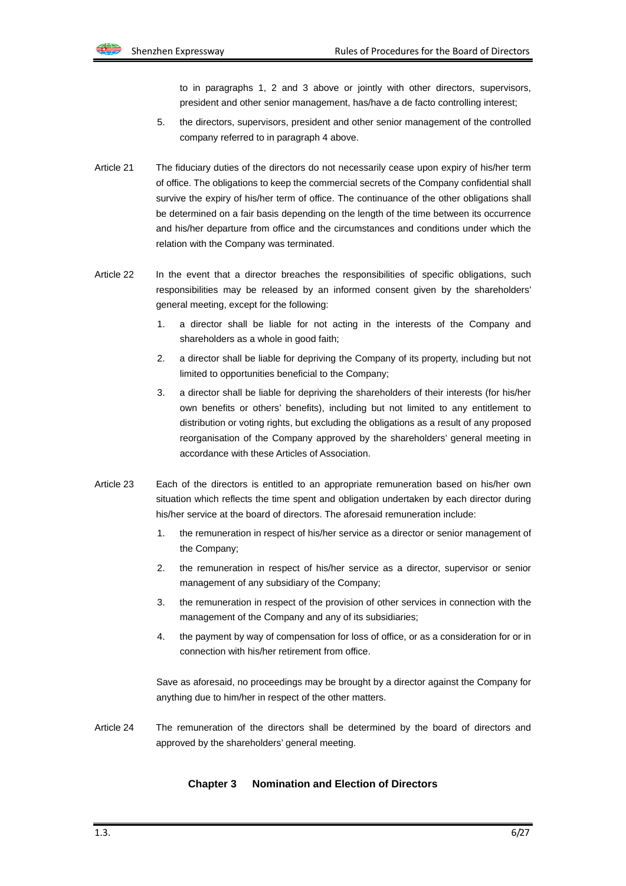to in paragraphs 1, 2 and 3 above or jointly with other directors, supervisors, president and other senior management, has/have a de facto controlling interest;

5. the directors, supervisors, president and other senior management of the controlled company referred to in paragraph 4 above.

Article 21 The fiduciary duties of the directors do not necessarily cease upon expiry of his/her term of office. The obligations to keep the commercial secrets of the Company confidential shall survive the expiry of his/her term of office. The continuance of the other obligations shall be determined on a fair basis depending on the length of the time between its occurrence and his/her departure from office and the circumstances and conditions under which the relation with the Company was terminated.

Article 22 In the event that a director breaches the responsibilities of specific obligations, such responsibilities may be released by an informed consent given by the shareholders' general meeting, except for the following:

1. a director shall be liable for not acting in the interests of the Company and shareholders as a whole in good faith;
2. a director shall be liable for depriving the Company of its property, including but not limited to opportunities beneficial to the Company;
3. a director shall be liable for depriving the shareholders of their interests (for his/her own benefits or others' benefits), including but not limited to any entitlement to distribution or voting rights, but excluding the obligations as a result of any proposed reorganisation of the Company approved by the shareholders' general meeting in accordance with these Articles of Association.

Article 23 Each of the directors is entitled to an appropriate remuneration based on his/her own situation which reflects the time spent and obligation undertaken by each director during his/her service at the board of directors. The aforesaid remuneration include:

1. the remuneration in respect of his/her service as a director or senior management of the Company;
2. the remuneration in respect of his/her service as a director, supervisor or senior management of any subsidiary of the Company;
3. the remuneration in respect of the provision of other services in connection with the management of the Company and any of its subsidiaries;
4. the payment by way of compensation for loss of office, or as a consideration for or in connection with his/her retirement from office.

Save as aforesaid, no proceedings may be brought by a director against the Company for anything due to him/her in respect of the other matters.

Article 24 The remuneration of the directors shall be determined by the board of directors and approved by the shareholders' general meeting.

## Chapter 3 Nomination and Election of Directors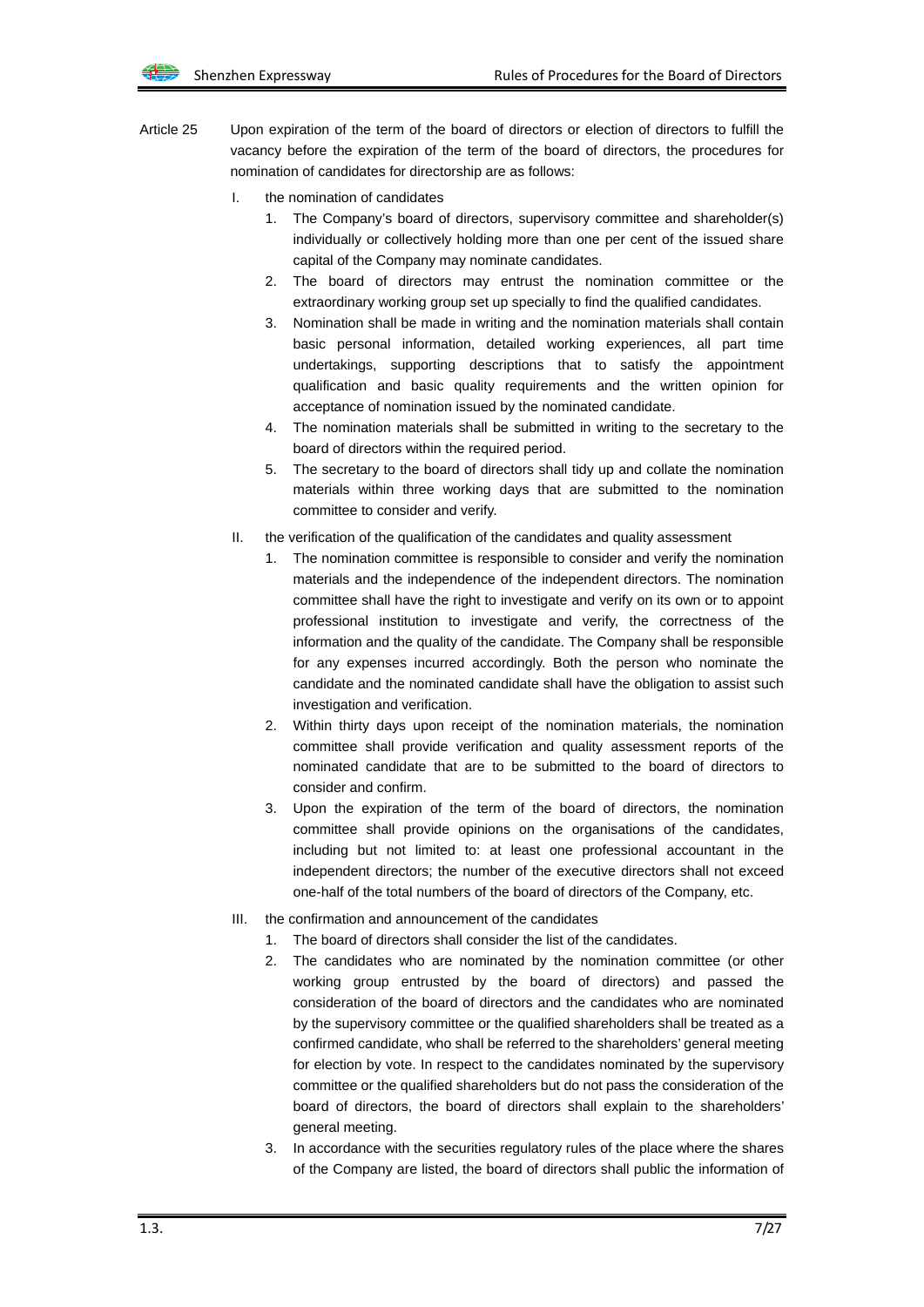Article 25 Upon expiration of the term of the board of directors or election of directors to fulfill the vacancy before the expiration of the term of the board of directors, the procedures for nomination of candidates for directorship are as follows:

I. the nomination of candidates

1. The Company's board of directors, supervisory committee and shareholder(s) individually or collectively holding more than one per cent of the issued share capital of the Company may nominate candidates.
2. The board of directors may entrust the nomination committee or the extraordinary working group set up specially to find the qualified candidates.
3. Nomination shall be made in writing and the nomination materials shall contain basic personal information, detailed working experiences, all part time undertakings, supporting descriptions that to satisfy the appointment qualification and basic quality requirements and the written opinion for acceptance of nomination issued by the nominated candidate.
4. The nomination materials shall be submitted in writing to the secretary to the board of directors within the required period.
5. The secretary to the board of directors shall tidy up and collate the nomination materials within three working days that are submitted to the nomination committee to consider and verify.

II. the verification of the qualification of the candidates and quality assessment

1. The nomination committee is responsible to consider and verify the nomination materials and the independence of the independent directors. The nomination committee shall have the right to investigate and verify on its own or to appoint professional institution to investigate and verify, the correctness of the information and the quality of the candidate. The Company shall be responsible for any expenses incurred accordingly. Both the person who nominate the candidate and the nominated candidate shall have the obligation to assist such investigation and verification.
2. Within thirty days upon receipt of the nomination materials, the nomination committee shall provide verification and quality assessment reports of the nominated candidate that are to be submitted to the board of directors to consider and confirm.
3. Upon the expiration of the term of the board of directors, the nomination committee shall provide opinions on the organisations of the candidates, including but not limited to: at least one professional accountant in the independent directors; the number of the executive directors shall not exceed one-half of the total numbers of the board of directors of the Company, etc.

III. the confirmation and announcement of the candidates

1. The board of directors shall consider the list of the candidates.
2. The candidates who are nominated by the nomination committee (or other working group entrusted by the board of directors) and passed the consideration of the board of directors and the candidates who are nominated by the supervisory committee or the qualified shareholders shall be treated as a confirmed candidate, who shall be referred to the shareholders' general meeting for election by vote. In respect to the candidates nominated by the supervisory committee or the qualified shareholders but do not pass the consideration of the board of directors, the board of directors shall explain to the shareholders' general meeting.
3. In accordance with the securities regulatory rules of the place where the shares of the Company are listed, the board of directors shall public the information of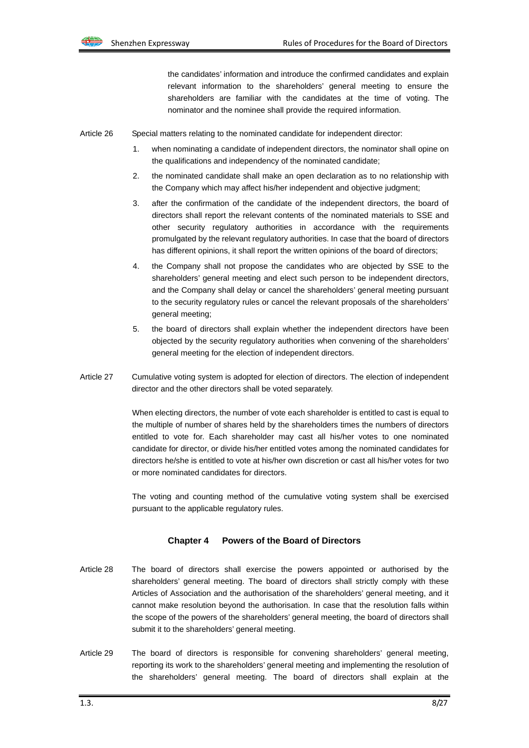the candidates' information and introduce the confirmed candidates and explain relevant information to the shareholders' general meeting to ensure the shareholders are familiar with the candidates at the time of voting. The nominator and the nominee shall provide the required information.

Article 26 Special matters relating to the nominated candidate for independent director:

1. when nominating a candidate of independent directors, the nominator shall opine on the qualifications and independency of the nominated candidate;
2. the nominated candidate shall make an open declaration as to no relationship with the Company which may affect his/her independent and objective judgment;
3. after the confirmation of the candidate of the independent directors, the board of directors shall report the relevant contents of the nominated materials to SSE and other security regulatory authorities in accordance with the requirements promulgated by the relevant regulatory authorities. In case that the board of directors has different opinions, it shall report the written opinions of the board of directors;
4. the Company shall not propose the candidates who are objected by SSE to the shareholders' general meeting and elect such person to be independent directors, and the Company shall delay or cancel the shareholders' general meeting pursuant to the security regulatory rules or cancel the relevant proposals of the shareholders' general meeting;
5. the board of directors shall explain whether the independent directors have been objected by the security regulatory authorities when convening of the shareholders' general meeting for the election of independent directors.

Article 27 Cumulative voting system is adopted for election of directors. The election of independent director and the other directors shall be voted separately.

When electing directors, the number of vote each shareholder is entitled to cast is equal to the multiple of number of shares held by the shareholders times the numbers of directors entitled to vote for. Each shareholder may cast all his/her votes to one nominated candidate for director, or divide his/her entitled votes among the nominated candidates for directors he/she is entitled to vote at his/her own discretion or cast all his/her votes for two or more nominated candidates for directors.

The voting and counting method of the cumulative voting system shall be exercised pursuant to the applicable regulatory rules.

## Chapter 4 Powers of the Board of Directors

Article 28 The board of directors shall exercise the powers appointed or authorised by the shareholders' general meeting. The board of directors shall strictly comply with these Articles of Association and the authorisation of the shareholders' general meeting, and it cannot make resolution beyond the authorisation. In case that the resolution falls within the scope of the powers of the shareholders' general meeting, the board of directors shall submit it to the shareholders' general meeting.

Article 29 The board of directors is responsible for convening shareholders' general meeting, reporting its work to the shareholders' general meeting and implementing the resolution of the shareholders' general meeting. The board of directors shall explain at the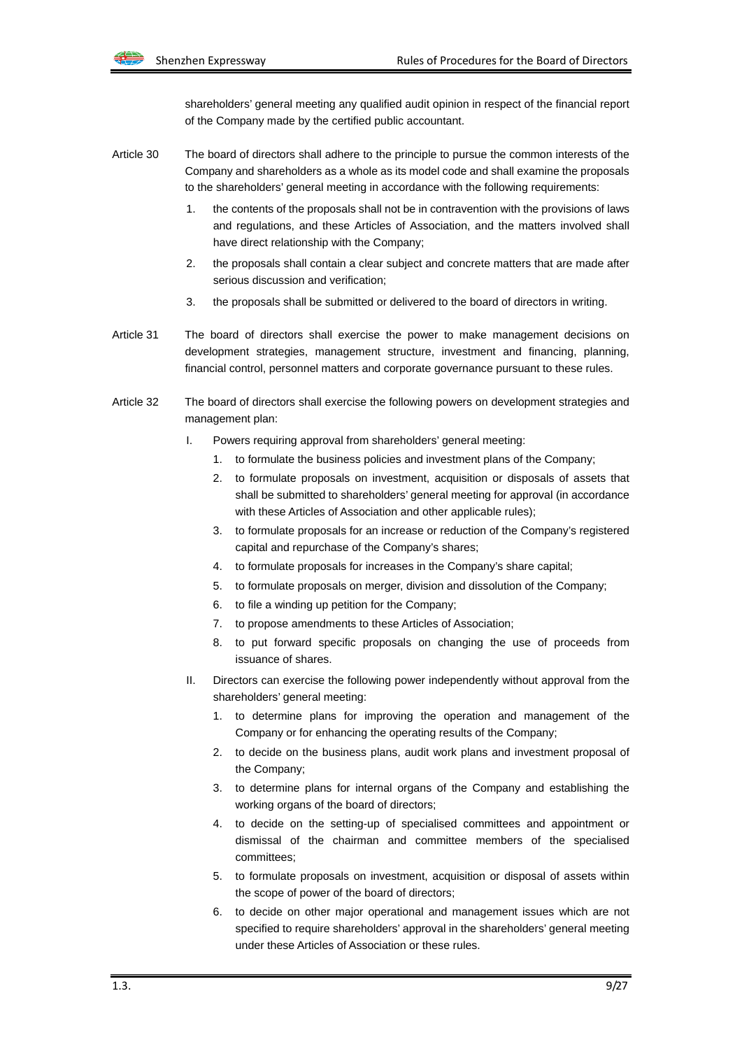shareholders' general meeting any qualified audit opinion in respect of the financial report of the Company made by the certified public accountant.

Article 30 The board of directors shall adhere to the principle to pursue the common interests of the Company and shareholders as a whole as its model code and shall examine the proposals to the shareholders' general meeting in accordance with the following requirements:

1. the contents of the proposals shall not be in contravention with the provisions of laws and regulations, and these Articles of Association, and the matters involved shall have direct relationship with the Company;
2. the proposals shall contain a clear subject and concrete matters that are made after serious discussion and verification;
3. the proposals shall be submitted or delivered to the board of directors in writing.

Article 31 The board of directors shall exercise the power to make management decisions on development strategies, management structure, investment and financing, planning, financial control, personnel matters and corporate governance pursuant to these rules.

Article 32 The board of directors shall exercise the following powers on development strategies and management plan:

I. Powers requiring approval from shareholders' general meeting:
   1. to formulate the business policies and investment plans of the Company;
   2. to formulate proposals on investment, acquisition or disposals of assets that shall be submitted to shareholders' general meeting for approval (in accordance with these Articles of Association and other applicable rules);
   3. to formulate proposals for an increase or reduction of the Company's registered capital and repurchase of the Company's shares;
   4. to formulate proposals for increases in the Company's share capital;
   5. to formulate proposals on merger, division and dissolution of the Company;
   6. to file a winding up petition for the Company;
   7. to propose amendments to these Articles of Association;
   8. to put forward specific proposals on changing the use of proceeds from issuance of shares.

II. Directors can exercise the following power independently without approval from the shareholders' general meeting:
   1. to determine plans for improving the operation and management of the Company or for enhancing the operating results of the Company;
   2. to decide on the business plans, audit work plans and investment proposal of the Company;
   3. to determine plans for internal organs of the Company and establishing the working organs of the board of directors;
   4. to decide on the setting-up of specialised committees and appointment or dismissal of the chairman and committee members of the specialised committees;
   5. to formulate proposals on investment, acquisition or disposal of assets within the scope of power of the board of directors;
   6. to decide on other major operational and management issues which are not specified to require shareholders' approval in the shareholders' general meeting under these Articles of Association or these rules.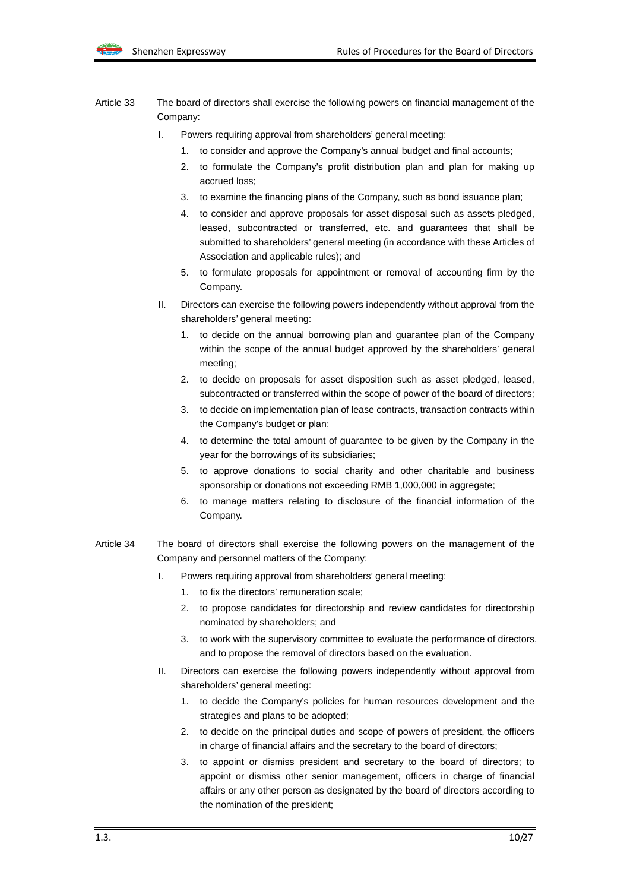Article 33 The board of directors shall exercise the following powers on financial management of the Company:

I. Powers requiring approval from shareholders' general meeting:

1. to consider and approve the Company's annual budget and final accounts;
2. to formulate the Company's profit distribution plan and plan for making up accrued loss;
3. to examine the financing plans of the Company, such as bond issuance plan;
4. to consider and approve proposals for asset disposal such as assets pledged, leased, subcontracted or transferred, etc. and guarantees that shall be submitted to shareholders' general meeting (in accordance with these Articles of Association and applicable rules); and
5. to formulate proposals for appointment or removal of accounting firm by the Company.

II. Directors can exercise the following powers independently without approval from the shareholders' general meeting:

1. to decide on the annual borrowing plan and guarantee plan of the Company within the scope of the annual budget approved by the shareholders' general meeting;
2. to decide on proposals for asset disposition such as asset pledged, leased, subcontracted or transferred within the scope of power of the board of directors;
3. to decide on implementation plan of lease contracts, transaction contracts within the Company's budget or plan;
4. to determine the total amount of guarantee to be given by the Company in the year for the borrowings of its subsidiaries;
5. to approve donations to social charity and other charitable and business sponsorship or donations not exceeding RMB 1,000,000 in aggregate;
6. to manage matters relating to disclosure of the financial information of the Company.

Article 34 The board of directors shall exercise the following powers on the management of the Company and personnel matters of the Company:

I. Powers requiring approval from shareholders' general meeting:

1. to fix the directors' remuneration scale;
2. to propose candidates for directorship and review candidates for directorship nominated by shareholders; and
3. to work with the supervisory committee to evaluate the performance of directors, and to propose the removal of directors based on the evaluation.

II. Directors can exercise the following powers independently without approval from shareholders' general meeting:

1. to decide the Company's policies for human resources development and the strategies and plans to be adopted;
2. to decide on the principal duties and scope of powers of president, the officers in charge of financial affairs and the secretary to the board of directors;
3. to appoint or dismiss president and secretary to the board of directors; to appoint or dismiss other senior management, officers in charge of financial affairs or any other person as designated by the board of directors according to the nomination of the president;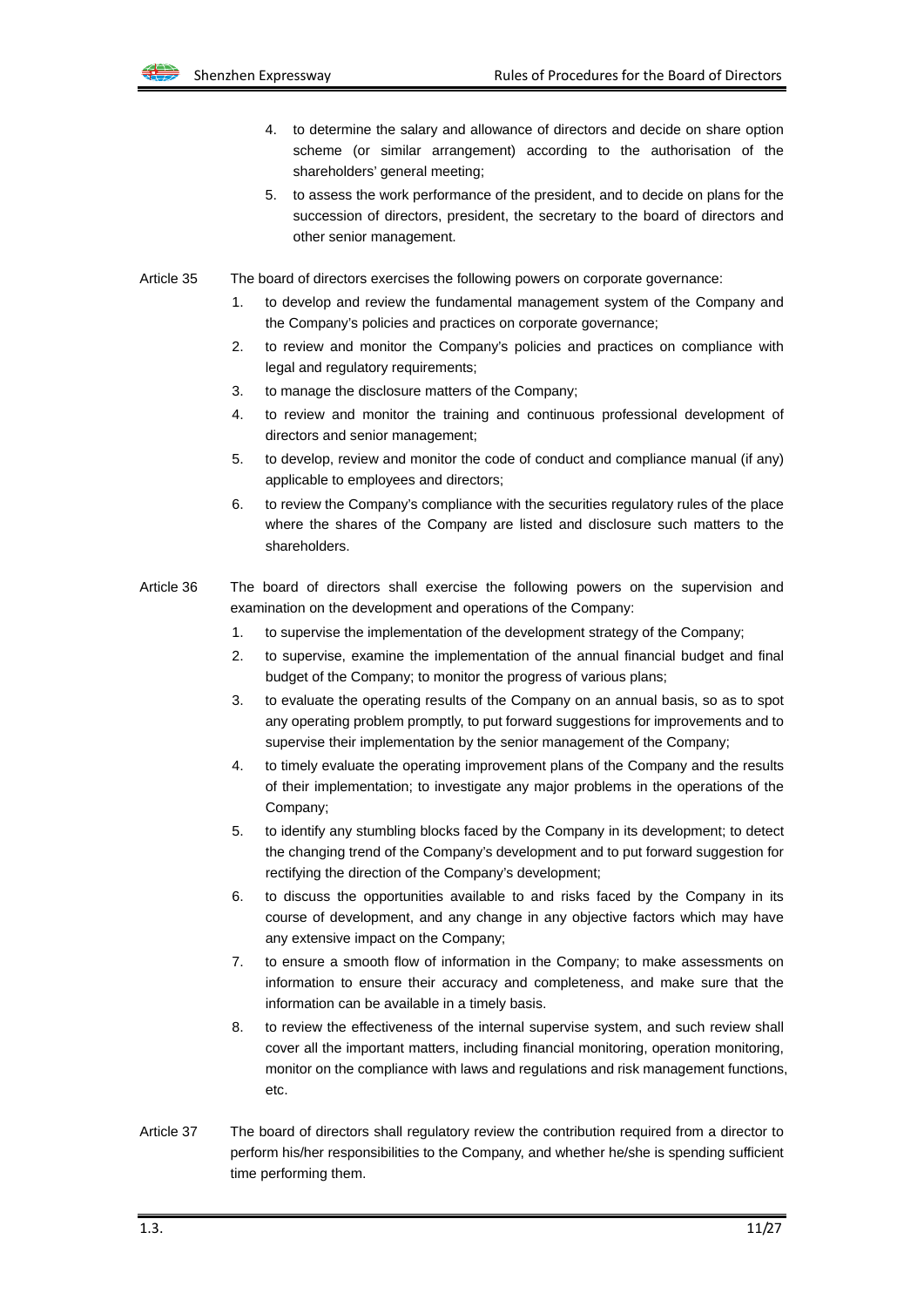4. to determine the salary and allowance of directors and decide on share option scheme (or similar arrangement) according to the authorisation of the shareholders' general meeting;
5. to assess the work performance of the president, and to decide on plans for the succession of directors, president, the secretary to the board of directors and other senior management.

Article 35 The board of directors exercises the following powers on corporate governance:

1. to develop and review the fundamental management system of the Company and the Company's policies and practices on corporate governance;
2. to review and monitor the Company's policies and practices on compliance with legal and regulatory requirements;
3. to manage the disclosure matters of the Company;
4. to review and monitor the training and continuous professional development of directors and senior management;
5. to develop, review and monitor the code of conduct and compliance manual (if any) applicable to employees and directors;
6. to review the Company's compliance with the securities regulatory rules of the place where the shares of the Company are listed and disclosure such matters to the shareholders.

Article 36 The board of directors shall exercise the following powers on the supervision and examination on the development and operations of the Company:

1. to supervise the implementation of the development strategy of the Company;
2. to supervise, examine the implementation of the annual financial budget and final budget of the Company; to monitor the progress of various plans;
3. to evaluate the operating results of the Company on an annual basis, so as to spot any operating problem promptly, to put forward suggestions for improvements and to supervise their implementation by the senior management of the Company;
4. to timely evaluate the operating improvement plans of the Company and the results of their implementation; to investigate any major problems in the operations of the Company;
5. to identify any stumbling blocks faced by the Company in its development; to detect the changing trend of the Company's development and to put forward suggestion for rectifying the direction of the Company's development;
6. to discuss the opportunities available to and risks faced by the Company in its course of development, and any change in any objective factors which may have any extensive impact on the Company;
7. to ensure a smooth flow of information in the Company; to make assessments on information to ensure their accuracy and completeness, and make sure that the information can be available in a timely basis.
8. to review the effectiveness of the internal supervise system, and such review shall cover all the important matters, including financial monitoring, operation monitoring, monitor on the compliance with laws and regulations and risk management functions, etc.

Article 37 The board of directors shall regulatory review the contribution required from a director to perform his/her responsibilities to the Company, and whether he/she is spending sufficient time performing them.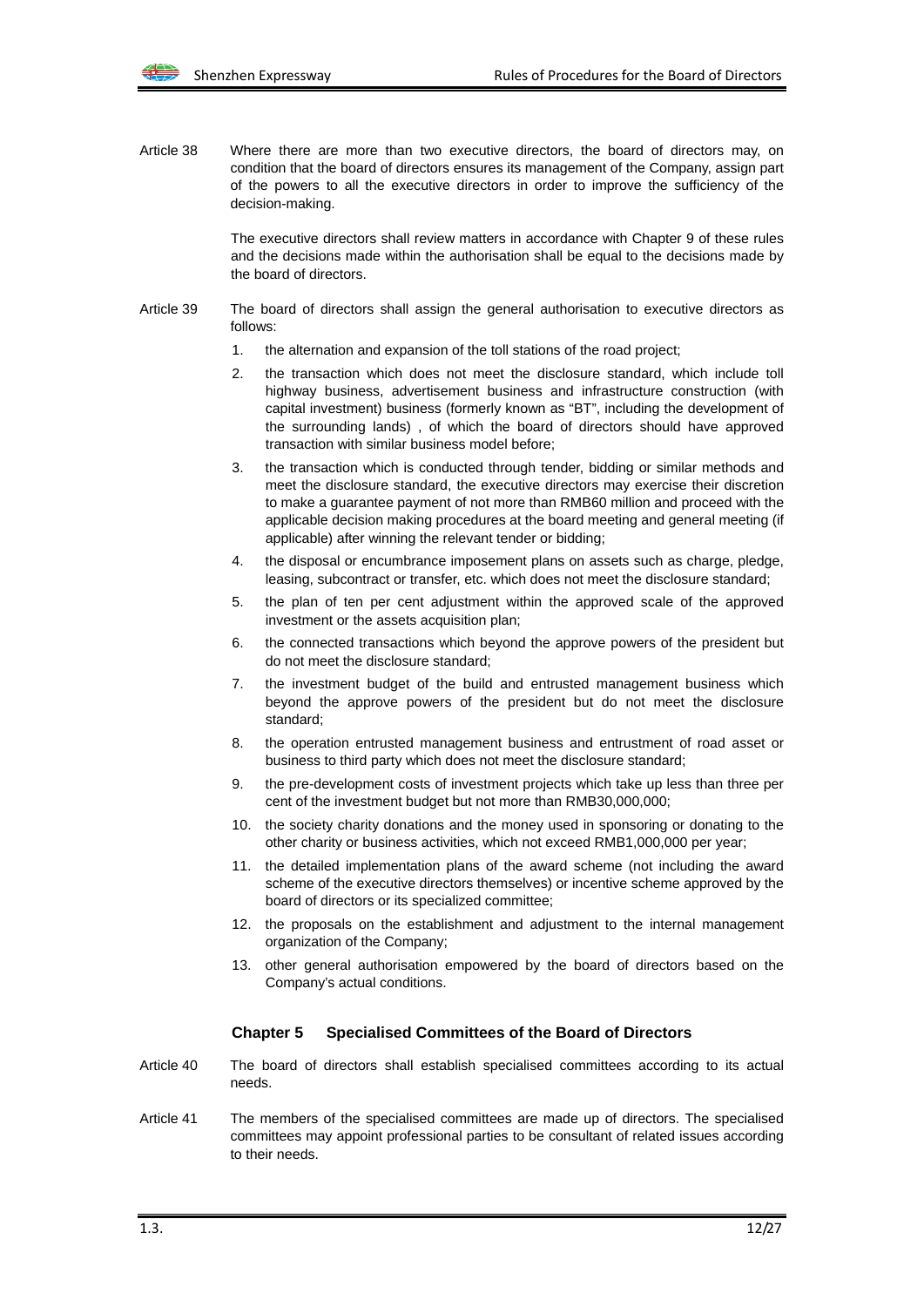Article 38 Where there are more than two executive directors, the board of directors may, on condition that the board of directors ensures its management of the Company, assign part of the powers to all the executive directors in order to improve the sufficiency of the decision-making.

The executive directors shall review matters in accordance with Chapter 9 of these rules and the decisions made within the authorisation shall be equal to the decisions made by the board of directors.

Article 39 The board of directors shall assign the general authorisation to executive directors as follows:

1. the alternation and expansion of the toll stations of the road project;
2. the transaction which does not meet the disclosure standard, which include toll highway business, advertisement business and infrastructure construction (with capital investment) business (formerly known as "BT", including the development of the surrounding lands) , of which the board of directors should have approved transaction with similar business model before;
3. the transaction which is conducted through tender, bidding or similar methods and meet the disclosure standard, the executive directors may exercise their discretion to make a guarantee payment of not more than RMB60 million and proceed with the applicable decision making procedures at the board meeting and general meeting (if applicable) after winning the relevant tender or bidding;
4. the disposal or encumbrance imposement plans on assets such as charge, pledge, leasing, subcontract or transfer, etc. which does not meet the disclosure standard;
5. the plan of ten per cent adjustment within the approved scale of the approved investment or the assets acquisition plan;
6. the connected transactions which beyond the approve powers of the president but do not meet the disclosure standard;
7. the investment budget of the build and entrusted management business which beyond the approve powers of the president but do not meet the disclosure standard;
8. the operation entrusted management business and entrustment of road asset or business to third party which does not meet the disclosure standard;
9. the pre-development costs of investment projects which take up less than three per cent of the investment budget but not more than RMB30,000,000;
10. the society charity donations and the money used in sponsoring or donating to the other charity or business activities, which not exceed RMB1,000,000 per year;
11. the detailed implementation plans of the award scheme (not including the award scheme of the executive directors themselves) or incentive scheme approved by the board of directors or its specialized committee;
12. the proposals on the establishment and adjustment to the internal management organization of the Company;
13. other general authorisation empowered by the board of directors based on the Company's actual conditions.

## Chapter 5 Specialised Committees of the Board of Directors

Article 40 The board of directors shall establish specialised committees according to its actual needs.

Article 41 The members of the specialised committees are made up of directors. The specialised committees may appoint professional parties to be consultant of related issues according to their needs.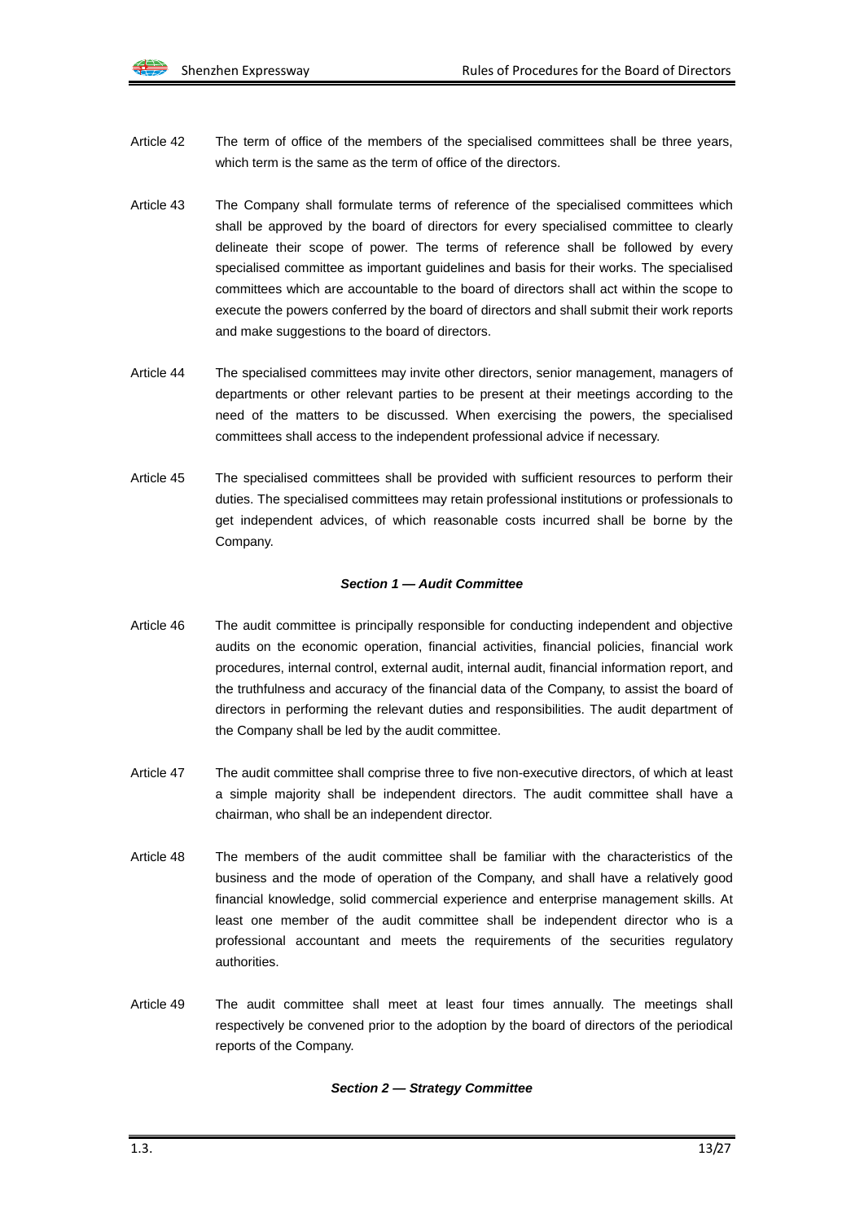Article 42 The term of office of the members of the specialised committees shall be three years, which term is the same as the term of office of the directors.

Article 43 The Company shall formulate terms of reference of the specialised committees which shall be approved by the board of directors for every specialised committee to clearly delineate their scope of power. The terms of reference shall be followed by every specialised committee as important guidelines and basis for their works. The specialised committees which are accountable to the board of directors shall act within the scope to execute the powers conferred by the board of directors and shall submit their work reports and make suggestions to the board of directors.

Article 44 The specialised committees may invite other directors, senior management, managers of departments or other relevant parties to be present at their meetings according to the need of the matters to be discussed. When exercising the powers, the specialised committees shall access to the independent professional advice if necessary.

Article 45 The specialised committees shall be provided with sufficient resources to perform their duties. The specialised committees may retain professional institutions or professionals to get independent advices, of which reasonable costs incurred shall be borne by the Company.

### *Section 1 — Audit Committee*

Article 46 The audit committee is principally responsible for conducting independent and objective audits on the economic operation, financial activities, financial policies, financial work procedures, internal control, external audit, internal audit, financial information report, and the truthfulness and accuracy of the financial data of the Company, to assist the board of directors in performing the relevant duties and responsibilities. The audit department of the Company shall be led by the audit committee.

Article 47 The audit committee shall comprise three to five non-executive directors, of which at least a simple majority shall be independent directors. The audit committee shall have a chairman, who shall be an independent director.

Article 48 The members of the audit committee shall be familiar with the characteristics of the business and the mode of operation of the Company, and shall have a relatively good financial knowledge, solid commercial experience and enterprise management skills. At least one member of the audit committee shall be independent director who is a professional accountant and meets the requirements of the securities regulatory authorities.

Article 49 The audit committee shall meet at least four times annually. The meetings shall respectively be convened prior to the adoption by the board of directors of the periodical reports of the Company.

### *Section 2 — Strategy Committee*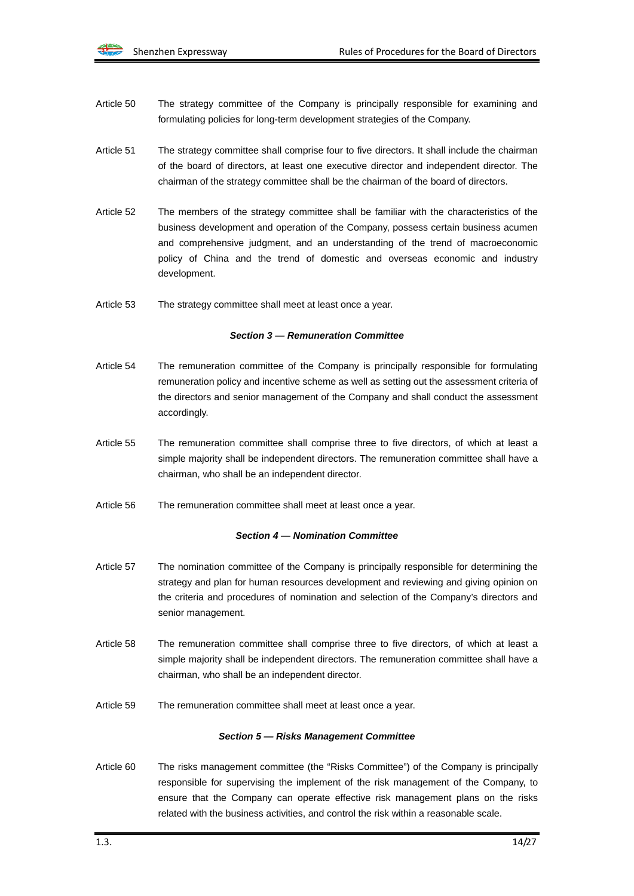Article 50 The strategy committee of the Company is principally responsible for examining and formulating policies for long-term development strategies of the Company.

Article 51 The strategy committee shall comprise four to five directors. It shall include the chairman of the board of directors, at least one executive director and independent director. The chairman of the strategy committee shall be the chairman of the board of directors.

Article 52 The members of the strategy committee shall be familiar with the characteristics of the business development and operation of the Company, possess certain business acumen and comprehensive judgment, and an understanding of the trend of macroeconomic policy of China and the trend of domestic and overseas economic and industry development.

Article 53 The strategy committee shall meet at least once a year.

***Section 3 — Remuneration Committee***

Article 54 The remuneration committee of the Company is principally responsible for formulating remuneration policy and incentive scheme as well as setting out the assessment criteria of the directors and senior management of the Company and shall conduct the assessment accordingly.

Article 55 The remuneration committee shall comprise three to five directors, of which at least a simple majority shall be independent directors. The remuneration committee shall have a chairman, who shall be an independent director.

Article 56 The remuneration committee shall meet at least once a year.

***Section 4 — Nomination Committee***

Article 57 The nomination committee of the Company is principally responsible for determining the strategy and plan for human resources development and reviewing and giving opinion on the criteria and procedures of nomination and selection of the Company's directors and senior management.

Article 58 The remuneration committee shall comprise three to five directors, of which at least a simple majority shall be independent directors. The remuneration committee shall have a chairman, who shall be an independent director.

Article 59 The remuneration committee shall meet at least once a year.

***Section 5 — Risks Management Committee***

Article 60 The risks management committee (the "Risks Committee") of the Company is principally responsible for supervising the implement of the risk management of the Company, to ensure that the Company can operate effective risk management plans on the risks related with the business activities, and control the risk within a reasonable scale.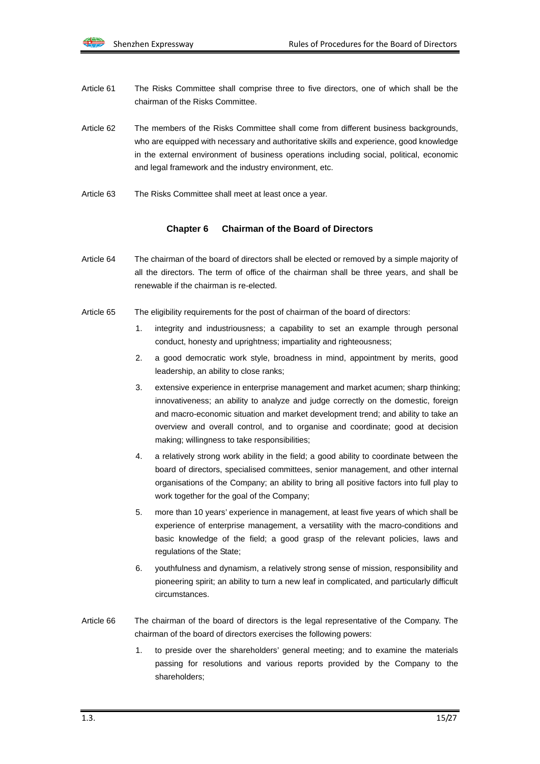Article 61 The Risks Committee shall comprise three to five directors, one of which shall be the chairman of the Risks Committee.

Article 62 The members of the Risks Committee shall come from different business backgrounds, who are equipped with necessary and authoritative skills and experience, good knowledge in the external environment of business operations including social, political, economic and legal framework and the industry environment, etc.

Article 63 The Risks Committee shall meet at least once a year.

## Chapter 6 Chairman of the Board of Directors

Article 64 The chairman of the board of directors shall be elected or removed by a simple majority of all the directors. The term of office of the chairman shall be three years, and shall be renewable if the chairman is re-elected.

Article 65 The eligibility requirements for the post of chairman of the board of directors:

1. integrity and industriousness; a capability to set an example through personal conduct, honesty and uprightness; impartiality and righteousness;
2. a good democratic work style, broadness in mind, appointment by merits, good leadership, an ability to close ranks;
3. extensive experience in enterprise management and market acumen; sharp thinking; innovativeness; an ability to analyze and judge correctly on the domestic, foreign and macro-economic situation and market development trend; and ability to take an overview and overall control, and to organise and coordinate; good at decision making; willingness to take responsibilities;
4. a relatively strong work ability in the field; a good ability to coordinate between the board of directors, specialised committees, senior management, and other internal organisations of the Company; an ability to bring all positive factors into full play to work together for the goal of the Company;
5. more than 10 years' experience in management, at least five years of which shall be experience of enterprise management, a versatility with the macro-conditions and basic knowledge of the field; a good grasp of the relevant policies, laws and regulations of the State;
6. youthfulness and dynamism, a relatively strong sense of mission, responsibility and pioneering spirit; an ability to turn a new leaf in complicated, and particularly difficult circumstances.

Article 66 The chairman of the board of directors is the legal representative of the Company. The chairman of the board of directors exercises the following powers:

1. to preside over the shareholders' general meeting; and to examine the materials passing for resolutions and various reports provided by the Company to the shareholders;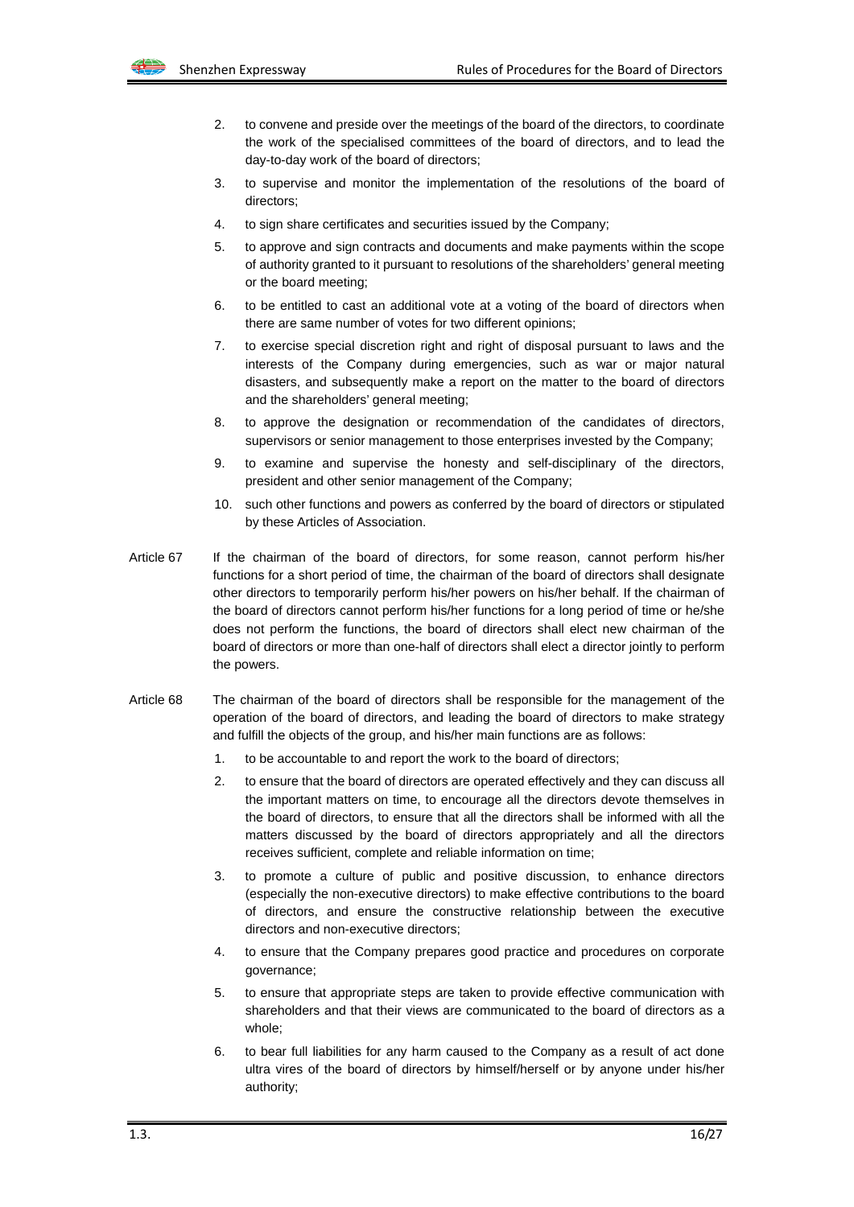2. to convene and preside over the meetings of the board of the directors, to coordinate the work of the specialised committees of the board of directors, and to lead the day-to-day work of the board of directors;
3. to supervise and monitor the implementation of the resolutions of the board of directors;
4. to sign share certificates and securities issued by the Company;
5. to approve and sign contracts and documents and make payments within the scope of authority granted to it pursuant to resolutions of the shareholders' general meeting or the board meeting;
6. to be entitled to cast an additional vote at a voting of the board of directors when there are same number of votes for two different opinions;
7. to exercise special discretion right and right of disposal pursuant to laws and the interests of the Company during emergencies, such as war or major natural disasters, and subsequently make a report on the matter to the board of directors and the shareholders' general meeting;
8. to approve the designation or recommendation of the candidates of directors, supervisors or senior management to those enterprises invested by the Company;
9. to examine and supervise the honesty and self-disciplinary of the directors, president and other senior management of the Company;
10. such other functions and powers as conferred by the board of directors or stipulated by these Articles of Association.

Article 67 If the chairman of the board of directors, for some reason, cannot perform his/her functions for a short period of time, the chairman of the board of directors shall designate other directors to temporarily perform his/her powers on his/her behalf. If the chairman of the board of directors cannot perform his/her functions for a long period of time or he/she does not perform the functions, the board of directors shall elect new chairman of the board of directors or more than one-half of directors shall elect a director jointly to perform the powers.

Article 68 The chairman of the board of directors shall be responsible for the management of the operation of the board of directors, and leading the board of directors to make strategy and fulfill the objects of the group, and his/her main functions are as follows:

1. to be accountable to and report the work to the board of directors;
2. to ensure that the board of directors are operated effectively and they can discuss all the important matters on time, to encourage all the directors devote themselves in the board of directors, to ensure that all the directors shall be informed with all the matters discussed by the board of directors appropriately and all the directors receives sufficient, complete and reliable information on time;
3. to promote a culture of public and positive discussion, to enhance directors (especially the non-executive directors) to make effective contributions to the board of directors, and ensure the constructive relationship between the executive directors and non-executive directors;
4. to ensure that the Company prepares good practice and procedures on corporate governance;
5. to ensure that appropriate steps are taken to provide effective communication with shareholders and that their views are communicated to the board of directors as a whole;
6. to bear full liabilities for any harm caused to the Company as a result of act done ultra vires of the board of directors by himself/herself or by anyone under his/her authority;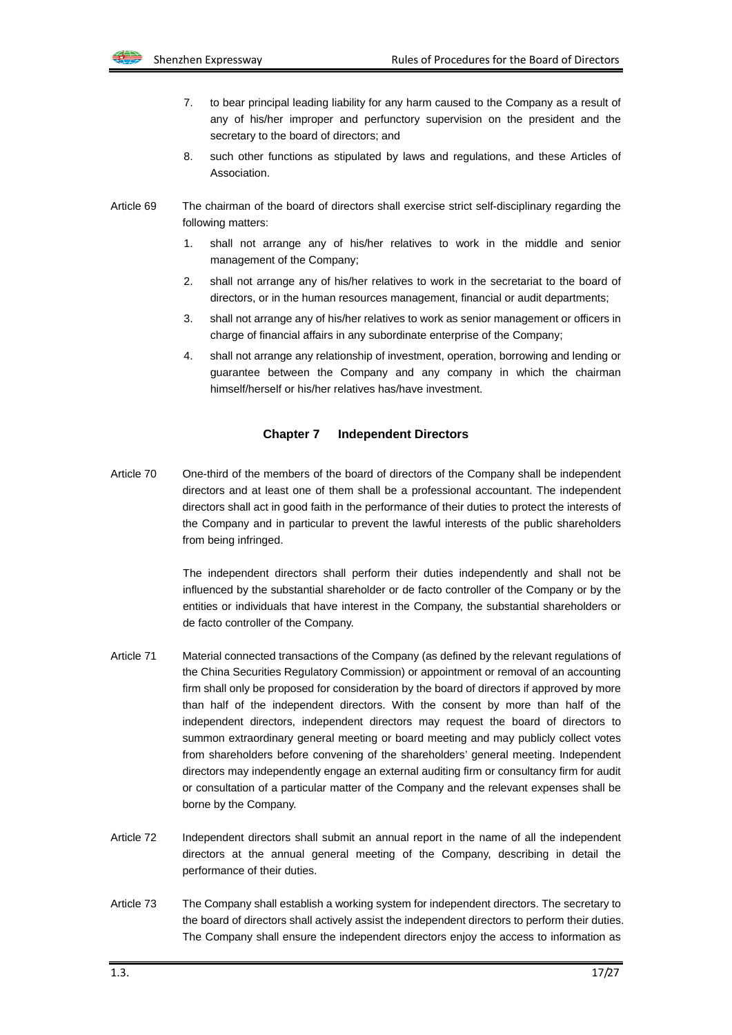7. to bear principal leading liability for any harm caused to the Company as a result of any of his/her improper and perfunctory supervision on the president and the secretary to the board of directors; and

8. such other functions as stipulated by laws and regulations, and these Articles of Association.

Article 69 The chairman of the board of directors shall exercise strict self-disciplinary regarding the following matters:

1. shall not arrange any of his/her relatives to work in the middle and senior management of the Company;

2. shall not arrange any of his/her relatives to work in the secretariat to the board of directors, or in the human resources management, financial or audit departments;

3. shall not arrange any of his/her relatives to work as senior management or officers in charge of financial affairs in any subordinate enterprise of the Company;

4. shall not arrange any relationship of investment, operation, borrowing and lending or guarantee between the Company and any company in which the chairman himself/herself or his/her relatives has/have investment.

## Chapter 7 Independent Directors

Article 70 One-third of the members of the board of directors of the Company shall be independent directors and at least one of them shall be a professional accountant. The independent directors shall act in good faith in the performance of their duties to protect the interests of the Company and in particular to prevent the lawful interests of the public shareholders from being infringed.

The independent directors shall perform their duties independently and shall not be influenced by the substantial shareholder or de facto controller of the Company or by the entities or individuals that have interest in the Company, the substantial shareholders or de facto controller of the Company.

Article 71 Material connected transactions of the Company (as defined by the relevant regulations of the China Securities Regulatory Commission) or appointment or removal of an accounting firm shall only be proposed for consideration by the board of directors if approved by more than half of the independent directors. With the consent by more than half of the independent directors, independent directors may request the board of directors to summon extraordinary general meeting or board meeting and may publicly collect votes from shareholders before convening of the shareholders' general meeting. Independent directors may independently engage an external auditing firm or consultancy firm for audit or consultation of a particular matter of the Company and the relevant expenses shall be borne by the Company.

Article 72 Independent directors shall submit an annual report in the name of all the independent directors at the annual general meeting of the Company, describing in detail the performance of their duties.

Article 73 The Company shall establish a working system for independent directors. The secretary to the board of directors shall actively assist the independent directors to perform their duties. The Company shall ensure the independent directors enjoy the access to information as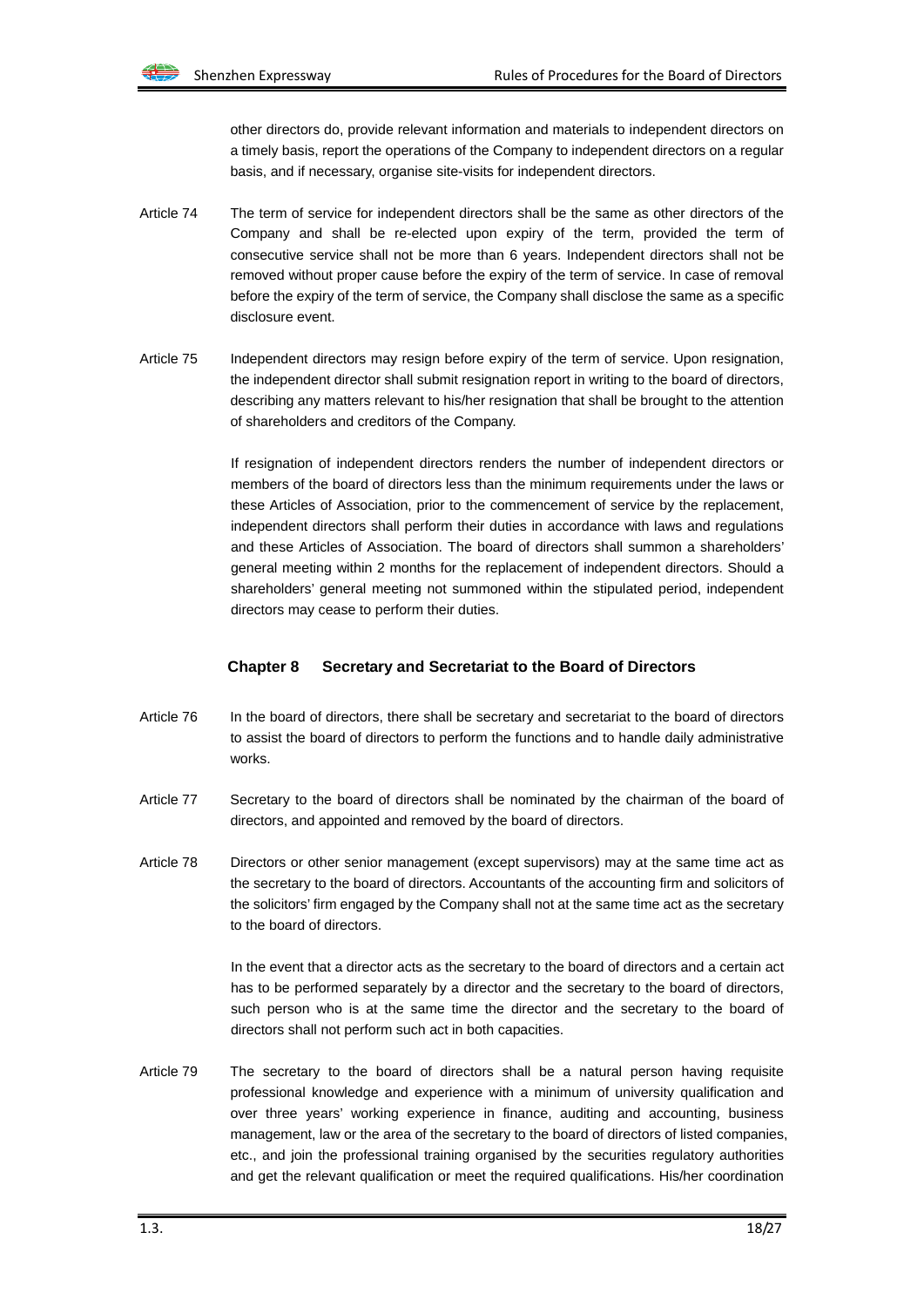other directors do, provide relevant information and materials to independent directors on a timely basis, report the operations of the Company to independent directors on a regular basis, and if necessary, organise site-visits for independent directors.

Article 74 The term of service for independent directors shall be the same as other directors of the Company and shall be re-elected upon expiry of the term, provided the term of consecutive service shall not be more than 6 years. Independent directors shall not be removed without proper cause before the expiry of the term of service. In case of removal before the expiry of the term of service, the Company shall disclose the same as a specific disclosure event.

Article 75 Independent directors may resign before expiry of the term of service. Upon resignation, the independent director shall submit resignation report in writing to the board of directors, describing any matters relevant to his/her resignation that shall be brought to the attention of shareholders and creditors of the Company.

If resignation of independent directors renders the number of independent directors or members of the board of directors less than the minimum requirements under the laws or these Articles of Association, prior to the commencement of service by the replacement, independent directors shall perform their duties in accordance with laws and regulations and these Articles of Association. The board of directors shall summon a shareholders' general meeting within 2 months for the replacement of independent directors. Should a shareholders' general meeting not summoned within the stipulated period, independent directors may cease to perform their duties.

## Chapter 8 Secretary and Secretariat to the Board of Directors

Article 76 In the board of directors, there shall be secretary and secretariat to the board of directors to assist the board of directors to perform the functions and to handle daily administrative works.

Article 77 Secretary to the board of directors shall be nominated by the chairman of the board of directors, and appointed and removed by the board of directors.

Article 78 Directors or other senior management (except supervisors) may at the same time act as the secretary to the board of directors. Accountants of the accounting firm and solicitors of the solicitors' firm engaged by the Company shall not at the same time act as the secretary to the board of directors.

In the event that a director acts as the secretary to the board of directors and a certain act has to be performed separately by a director and the secretary to the board of directors, such person who is at the same time the director and the secretary to the board of directors shall not perform such act in both capacities.

Article 79 The secretary to the board of directors shall be a natural person having requisite professional knowledge and experience with a minimum of university qualification and over three years' working experience in finance, auditing and accounting, business management, law or the area of the secretary to the board of directors of listed companies, etc., and join the professional training organised by the securities regulatory authorities and get the relevant qualification or meet the required qualifications. His/her coordination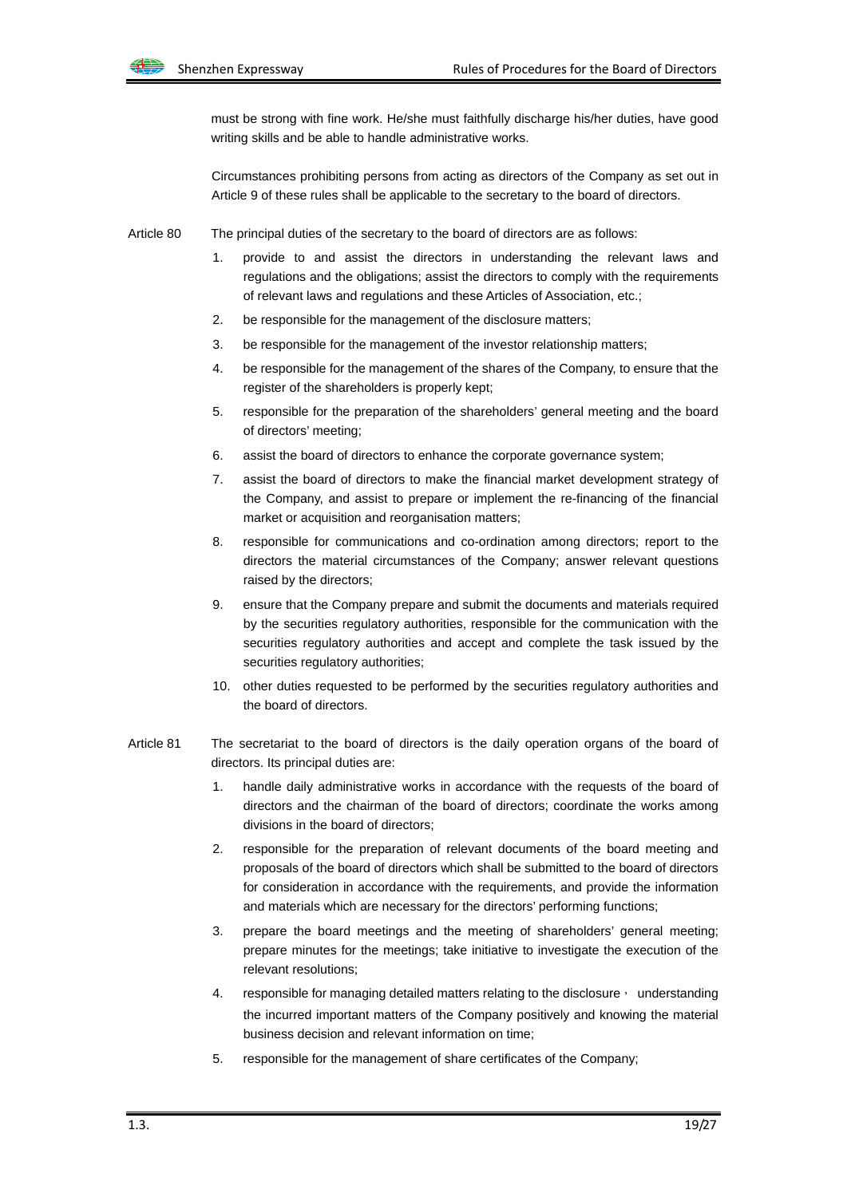must be strong with fine work. He/she must faithfully discharge his/her duties, have good writing skills and be able to handle administrative works.

Circumstances prohibiting persons from acting as directors of the Company as set out in Article 9 of these rules shall be applicable to the secretary to the board of directors.

Article 80 The principal duties of the secretary to the board of directors are as follows:

1. provide to and assist the directors in understanding the relevant laws and regulations and the obligations; assist the directors to comply with the requirements of relevant laws and regulations and these Articles of Association, etc.;
2. be responsible for the management of the disclosure matters;
3. be responsible for the management of the investor relationship matters;
4. be responsible for the management of the shares of the Company, to ensure that the register of the shareholders is properly kept;
5. responsible for the preparation of the shareholders' general meeting and the board of directors' meeting;
6. assist the board of directors to enhance the corporate governance system;
7. assist the board of directors to make the financial market development strategy of the Company, and assist to prepare or implement the re-financing of the financial market or acquisition and reorganisation matters;
8. responsible for communications and co-ordination among directors; report to the directors the material circumstances of the Company; answer relevant questions raised by the directors;
9. ensure that the Company prepare and submit the documents and materials required by the securities regulatory authorities, responsible for the communication with the securities regulatory authorities and accept and complete the task issued by the securities regulatory authorities;
10. other duties requested to be performed by the securities regulatory authorities and the board of directors.

Article 81 The secretariat to the board of directors is the daily operation organs of the board of directors. Its principal duties are:

1. handle daily administrative works in accordance with the requests of the board of directors and the chairman of the board of directors; coordinate the works among divisions in the board of directors;
2. responsible for the preparation of relevant documents of the board meeting and proposals of the board of directors which shall be submitted to the board of directors for consideration in accordance with the requirements, and provide the information and materials which are necessary for the directors' performing functions;
3. prepare the board meetings and the meeting of shareholders' general meeting; prepare minutes for the meetings; take initiative to investigate the execution of the relevant resolutions;
4. responsible for managing detailed matters relating to the disclosure， understanding the incurred important matters of the Company positively and knowing the material business decision and relevant information on time;
5. responsible for the management of share certificates of the Company;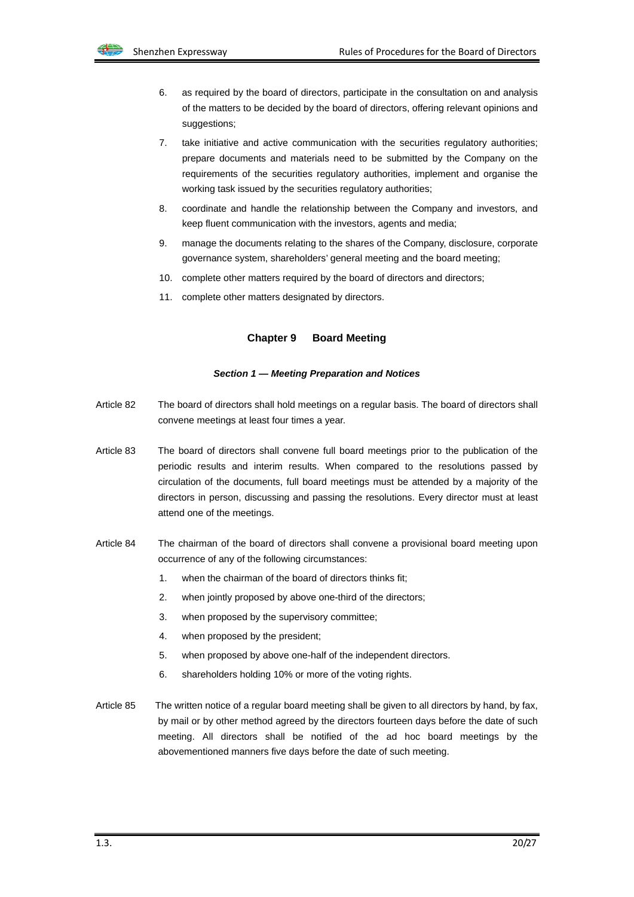6. as required by the board of directors, participate in the consultation on and analysis of the matters to be decided by the board of directors, offering relevant opinions and suggestions;
7. take initiative and active communication with the securities regulatory authorities; prepare documents and materials need to be submitted by the Company on the requirements of the securities regulatory authorities, implement and organise the working task issued by the securities regulatory authorities;
8. coordinate and handle the relationship between the Company and investors, and keep fluent communication with the investors, agents and media;
9. manage the documents relating to the shares of the Company, disclosure, corporate governance system, shareholders' general meeting and the board meeting;
10. complete other matters required by the board of directors and directors;
11. complete other matters designated by directors.

## Chapter 9 Board Meeting

### *Section 1 — Meeting Preparation and Notices*

Article 82 The board of directors shall hold meetings on a regular basis. The board of directors shall convene meetings at least four times a year.

Article 83 The board of directors shall convene full board meetings prior to the publication of the periodic results and interim results. When compared to the resolutions passed by circulation of the documents, full board meetings must be attended by a majority of the directors in person, discussing and passing the resolutions. Every director must at least attend one of the meetings.

Article 84 The chairman of the board of directors shall convene a provisional board meeting upon occurrence of any of the following circumstances:

1. when the chairman of the board of directors thinks fit;
2. when jointly proposed by above one-third of the directors;
3. when proposed by the supervisory committee;
4. when proposed by the president;
5. when proposed by above one-half of the independent directors.
6. shareholders holding 10% or more of the voting rights.

Article 85 The written notice of a regular board meeting shall be given to all directors by hand, by fax, by mail or by other method agreed by the directors fourteen days before the date of such meeting. All directors shall be notified of the ad hoc board meetings by the abovementioned manners five days before the date of such meeting.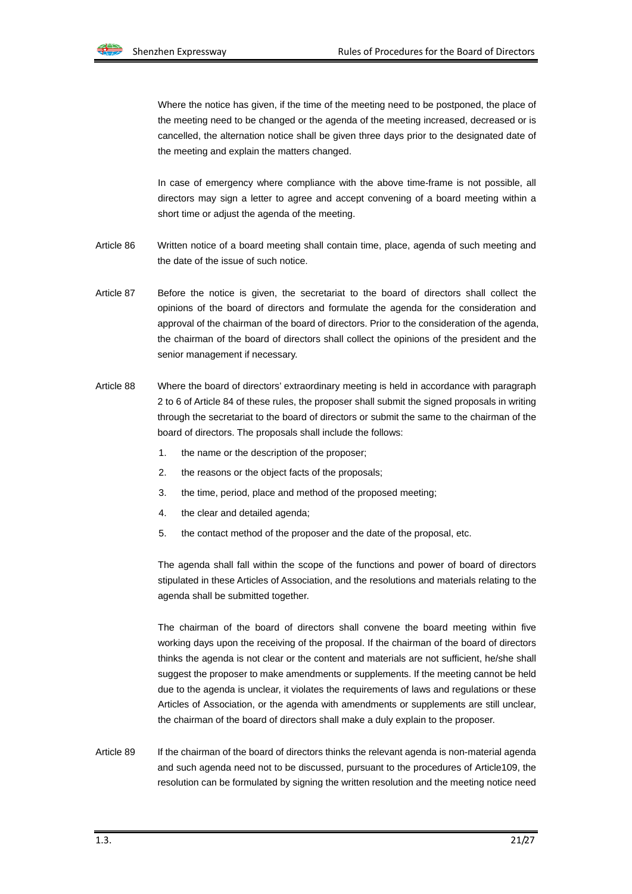Where the notice has given, if the time of the meeting need to be postponed, the place of the meeting need to be changed or the agenda of the meeting increased, decreased or is cancelled, the alternation notice shall be given three days prior to the designated date of the meeting and explain the matters changed.

In case of emergency where compliance with the above time-frame is not possible, all directors may sign a letter to agree and accept convening of a board meeting within a short time or adjust the agenda of the meeting.

Article 86 Written notice of a board meeting shall contain time, place, agenda of such meeting and the date of the issue of such notice.

Article 87 Before the notice is given, the secretariat to the board of directors shall collect the opinions of the board of directors and formulate the agenda for the consideration and approval of the chairman of the board of directors. Prior to the consideration of the agenda, the chairman of the board of directors shall collect the opinions of the president and the senior management if necessary.

Article 88 Where the board of directors' extraordinary meeting is held in accordance with paragraph 2 to 6 of Article 84 of these rules, the proposer shall submit the signed proposals in writing through the secretariat to the board of directors or submit the same to the chairman of the board of directors. The proposals shall include the follows:

1. the name or the description of the proposer;
2. the reasons or the object facts of the proposals;
3. the time, period, place and method of the proposed meeting;
4. the clear and detailed agenda;
5. the contact method of the proposer and the date of the proposal, etc.

The agenda shall fall within the scope of the functions and power of board of directors stipulated in these Articles of Association, and the resolutions and materials relating to the agenda shall be submitted together.

The chairman of the board of directors shall convene the board meeting within five working days upon the receiving of the proposal. If the chairman of the board of directors thinks the agenda is not clear or the content and materials are not sufficient, he/she shall suggest the proposer to make amendments or supplements. If the meeting cannot be held due to the agenda is unclear, it violates the requirements of laws and regulations or these Articles of Association, or the agenda with amendments or supplements are still unclear, the chairman of the board of directors shall make a duly explain to the proposer.

Article 89 If the chairman of the board of directors thinks the relevant agenda is non-material agenda and such agenda need not to be discussed, pursuant to the procedures of Article109, the resolution can be formulated by signing the written resolution and the meeting notice need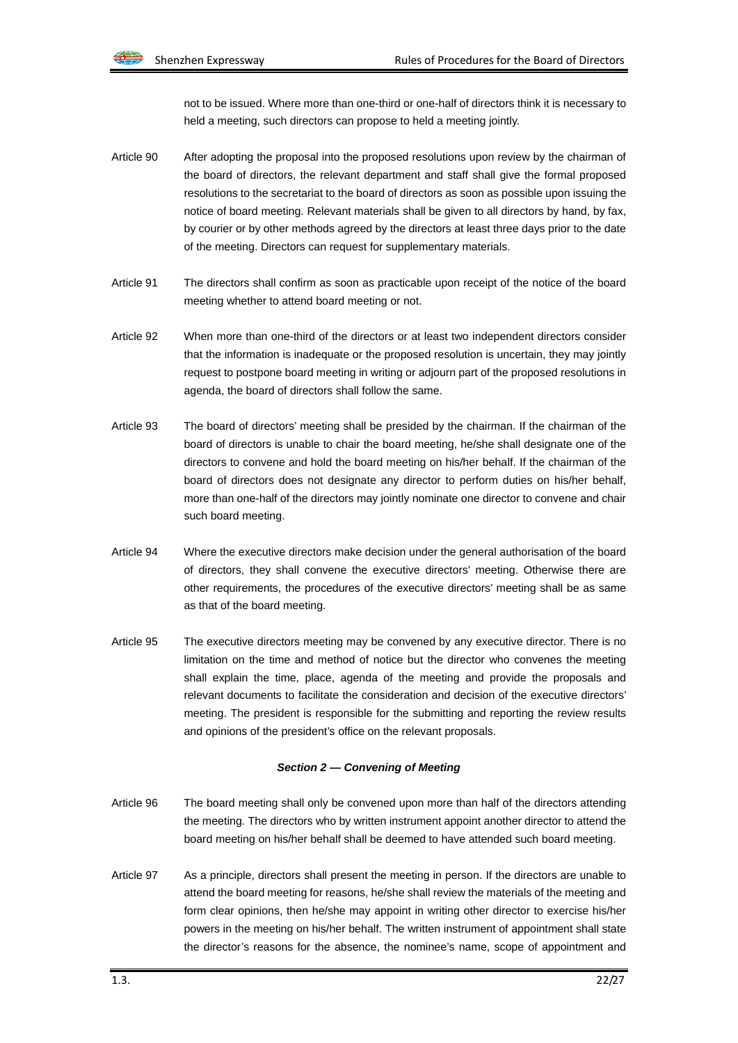not to be issued. Where more than one-third or one-half of directors think it is necessary to held a meeting, such directors can propose to held a meeting jointly.

Article 90 After adopting the proposal into the proposed resolutions upon review by the chairman of the board of directors, the relevant department and staff shall give the formal proposed resolutions to the secretariat to the board of directors as soon as possible upon issuing the notice of board meeting. Relevant materials shall be given to all directors by hand, by fax, by courier or by other methods agreed by the directors at least three days prior to the date of the meeting. Directors can request for supplementary materials.

Article 91 The directors shall confirm as soon as practicable upon receipt of the notice of the board meeting whether to attend board meeting or not.

Article 92 When more than one-third of the directors or at least two independent directors consider that the information is inadequate or the proposed resolution is uncertain, they may jointly request to postpone board meeting in writing or adjourn part of the proposed resolutions in agenda, the board of directors shall follow the same.

Article 93 The board of directors' meeting shall be presided by the chairman. If the chairman of the board of directors is unable to chair the board meeting, he/she shall designate one of the directors to convene and hold the board meeting on his/her behalf. If the chairman of the board of directors does not designate any director to perform duties on his/her behalf, more than one-half of the directors may jointly nominate one director to convene and chair such board meeting.

Article 94 Where the executive directors make decision under the general authorisation of the board of directors, they shall convene the executive directors' meeting. Otherwise there are other requirements, the procedures of the executive directors' meeting shall be as same as that of the board meeting.

Article 95 The executive directors meeting may be convened by any executive director. There is no limitation on the time and method of notice but the director who convenes the meeting shall explain the time, place, agenda of the meeting and provide the proposals and relevant documents to facilitate the consideration and decision of the executive directors' meeting. The president is responsible for the submitting and reporting the review results and opinions of the president's office on the relevant proposals.

### *Section 2 — Convening of Meeting*

Article 96 The board meeting shall only be convened upon more than half of the directors attending the meeting. The directors who by written instrument appoint another director to attend the board meeting on his/her behalf shall be deemed to have attended such board meeting.

Article 97 As a principle, directors shall present the meeting in person. If the directors are unable to attend the board meeting for reasons, he/she shall review the materials of the meeting and form clear opinions, then he/she may appoint in writing other director to exercise his/her powers in the meeting on his/her behalf. The written instrument of appointment shall state the director's reasons for the absence, the nominee's name, scope of appointment and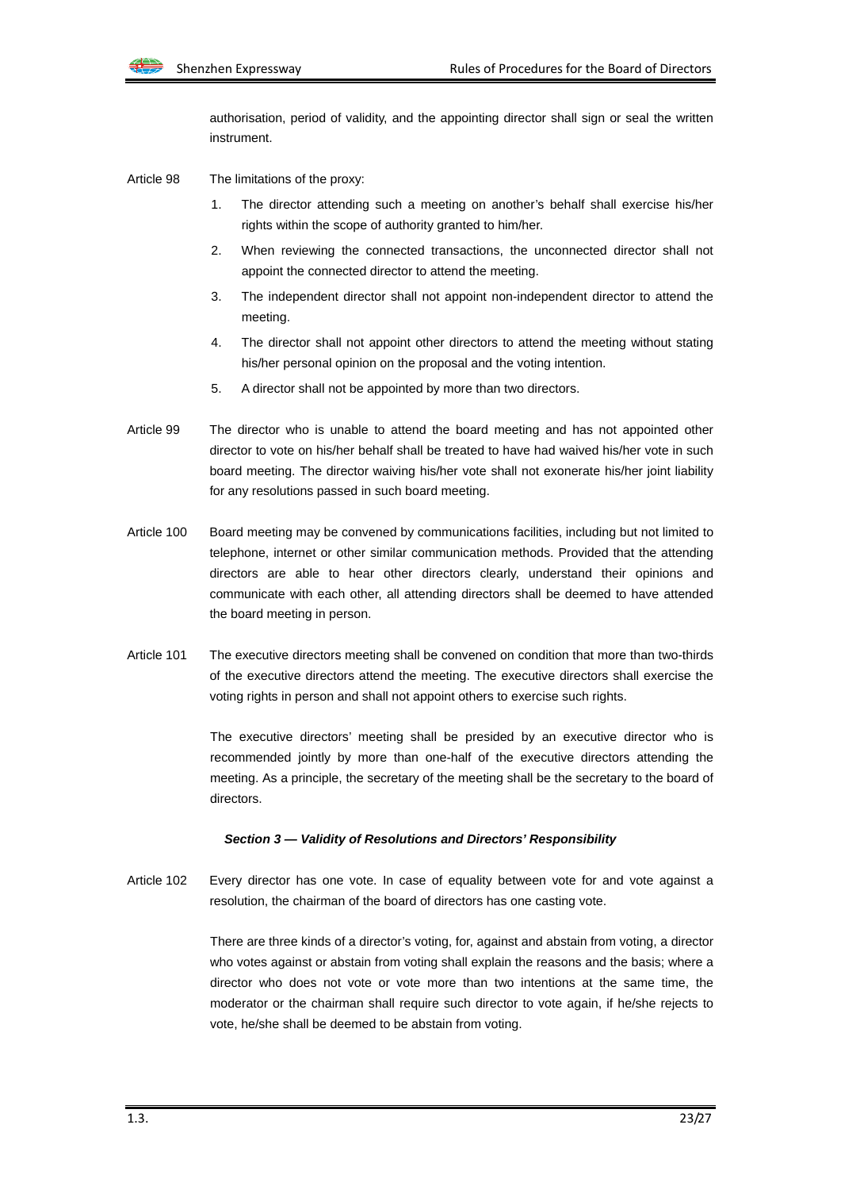authorisation, period of validity, and the appointing director shall sign or seal the written instrument.

Article 98 The limitations of the proxy:

1. The director attending such a meeting on another's behalf shall exercise his/her rights within the scope of authority granted to him/her.
2. When reviewing the connected transactions, the unconnected director shall not appoint the connected director to attend the meeting.
3. The independent director shall not appoint non-independent director to attend the meeting.
4. The director shall not appoint other directors to attend the meeting without stating his/her personal opinion on the proposal and the voting intention.
5. A director shall not be appointed by more than two directors.

Article 99 The director who is unable to attend the board meeting and has not appointed other director to vote on his/her behalf shall be treated to have had waived his/her vote in such board meeting. The director waiving his/her vote shall not exonerate his/her joint liability for any resolutions passed in such board meeting.

Article 100 Board meeting may be convened by communications facilities, including but not limited to telephone, internet or other similar communication methods. Provided that the attending directors are able to hear other directors clearly, understand their opinions and communicate with each other, all attending directors shall be deemed to have attended the board meeting in person.

Article 101 The executive directors meeting shall be convened on condition that more than two-thirds of the executive directors attend the meeting. The executive directors shall exercise the voting rights in person and shall not appoint others to exercise such rights.

The executive directors' meeting shall be presided by an executive director who is recommended jointly by more than one-half of the executive directors attending the meeting. As a principle, the secretary of the meeting shall be the secretary to the board of directors.

### *Section 3 — Validity of Resolutions and Directors' Responsibility*

Article 102 Every director has one vote. In case of equality between vote for and vote against a resolution, the chairman of the board of directors has one casting vote.

There are three kinds of a director's voting, for, against and abstain from voting, a director who votes against or abstain from voting shall explain the reasons and the basis; where a director who does not vote or vote more than two intentions at the same time, the moderator or the chairman shall require such director to vote again, if he/she rejects to vote, he/she shall be deemed to be abstain from voting.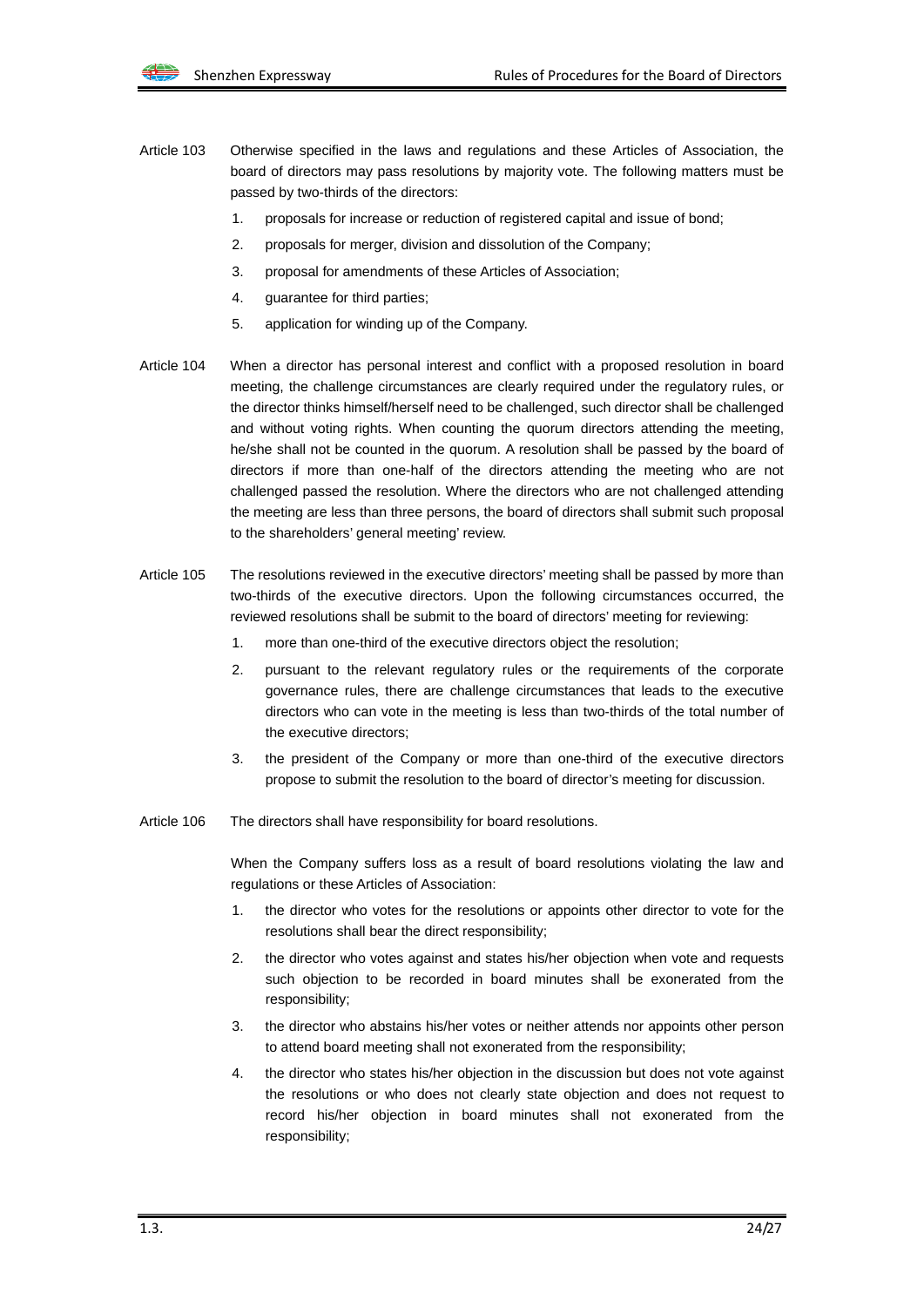Article 103 Otherwise specified in the laws and regulations and these Articles of Association, the board of directors may pass resolutions by majority vote. The following matters must be passed by two-thirds of the directors:

1. proposals for increase or reduction of registered capital and issue of bond;
2. proposals for merger, division and dissolution of the Company;
3. proposal for amendments of these Articles of Association;
4. guarantee for third parties;
5. application for winding up of the Company.

Article 104 When a director has personal interest and conflict with a proposed resolution in board meeting, the challenge circumstances are clearly required under the regulatory rules, or the director thinks himself/herself need to be challenged, such director shall be challenged and without voting rights. When counting the quorum directors attending the meeting, he/she shall not be counted in the quorum. A resolution shall be passed by the board of directors if more than one-half of the directors attending the meeting who are not challenged passed the resolution. Where the directors who are not challenged attending the meeting are less than three persons, the board of directors shall submit such proposal to the shareholders' general meeting' review.

Article 105 The resolutions reviewed in the executive directors' meeting shall be passed by more than two-thirds of the executive directors. Upon the following circumstances occurred, the reviewed resolutions shall be submit to the board of directors' meeting for reviewing:

1. more than one-third of the executive directors object the resolution;
2. pursuant to the relevant regulatory rules or the requirements of the corporate governance rules, there are challenge circumstances that leads to the executive directors who can vote in the meeting is less than two-thirds of the total number of the executive directors;
3. the president of the Company or more than one-third of the executive directors propose to submit the resolution to the board of director's meeting for discussion.

Article 106 The directors shall have responsibility for board resolutions.

When the Company suffers loss as a result of board resolutions violating the law and regulations or these Articles of Association:

1. the director who votes for the resolutions or appoints other director to vote for the resolutions shall bear the direct responsibility;
2. the director who votes against and states his/her objection when vote and requests such objection to be recorded in board minutes shall be exonerated from the responsibility;
3. the director who abstains his/her votes or neither attends nor appoints other person to attend board meeting shall not exonerated from the responsibility;
4. the director who states his/her objection in the discussion but does not vote against the resolutions or who does not clearly state objection and does not request to record his/her objection in board minutes shall not exonerated from the responsibility;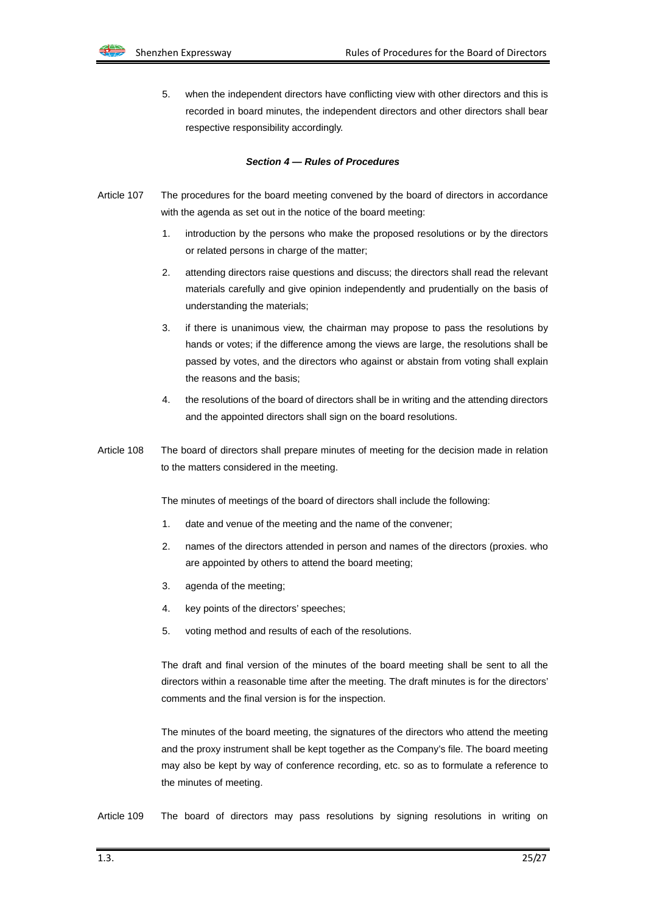5. when the independent directors have conflicting view with other directors and this is recorded in board minutes, the independent directors and other directors shall bear respective responsibility accordingly.

### ***Section 4 — Rules of Procedures***

Article 107 The procedures for the board meeting convened by the board of directors in accordance with the agenda as set out in the notice of the board meeting:

1. introduction by the persons who make the proposed resolutions or by the directors or related persons in charge of the matter;
2. attending directors raise questions and discuss; the directors shall read the relevant materials carefully and give opinion independently and prudentially on the basis of understanding the materials;
3. if there is unanimous view, the chairman may propose to pass the resolutions by hands or votes; if the difference among the views are large, the resolutions shall be passed by votes, and the directors who against or abstain from voting shall explain the reasons and the basis;
4. the resolutions of the board of directors shall be in writing and the attending directors and the appointed directors shall sign on the board resolutions.

Article 108 The board of directors shall prepare minutes of meeting for the decision made in relation to the matters considered in the meeting.

The minutes of meetings of the board of directors shall include the following:

1. date and venue of the meeting and the name of the convener;
2. names of the directors attended in person and names of the directors (proxies. who are appointed by others to attend the board meeting;
3. agenda of the meeting;
4. key points of the directors' speeches;
5. voting method and results of each of the resolutions.

The draft and final version of the minutes of the board meeting shall be sent to all the directors within a reasonable time after the meeting. The draft minutes is for the directors' comments and the final version is for the inspection.

The minutes of the board meeting, the signatures of the directors who attend the meeting and the proxy instrument shall be kept together as the Company's file. The board meeting may also be kept by way of conference recording, etc. so as to formulate a reference to the minutes of meeting.

Article 109 The board of directors may pass resolutions by signing resolutions in writing on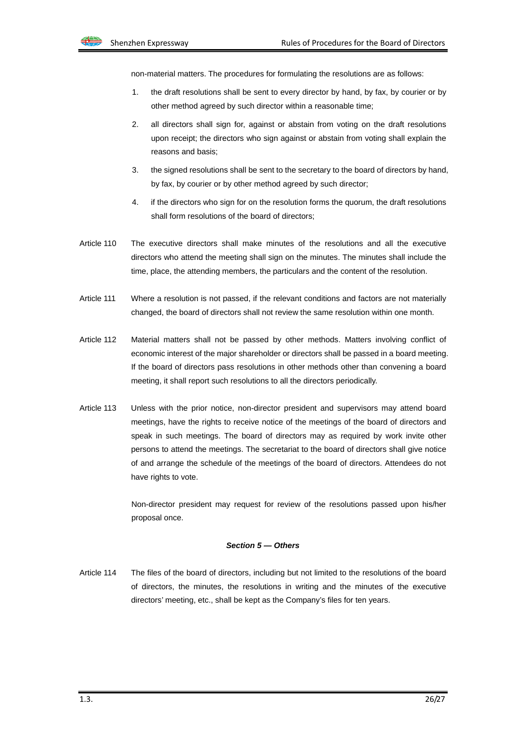non-material matters. The procedures for formulating the resolutions are as follows:

1. the draft resolutions shall be sent to every director by hand, by fax, by courier or by other method agreed by such director within a reasonable time;
2. all directors shall sign for, against or abstain from voting on the draft resolutions upon receipt; the directors who sign against or abstain from voting shall explain the reasons and basis;
3. the signed resolutions shall be sent to the secretary to the board of directors by hand, by fax, by courier or by other method agreed by such director;
4. if the directors who sign for on the resolution forms the quorum, the draft resolutions shall form resolutions of the board of directors;

Article 110 The executive directors shall make minutes of the resolutions and all the executive directors who attend the meeting shall sign on the minutes. The minutes shall include the time, place, the attending members, the particulars and the content of the resolution.

Article 111 Where a resolution is not passed, if the relevant conditions and factors are not materially changed, the board of directors shall not review the same resolution within one month.

Article 112 Material matters shall not be passed by other methods. Matters involving conflict of economic interest of the major shareholder or directors shall be passed in a board meeting. If the board of directors pass resolutions in other methods other than convening a board meeting, it shall report such resolutions to all the directors periodically.

Article 113 Unless with the prior notice, non-director president and supervisors may attend board meetings, have the rights to receive notice of the meetings of the board of directors and speak in such meetings. The board of directors may as required by work invite other persons to attend the meetings. The secretariat to the board of directors shall give notice of and arrange the schedule of the meetings of the board of directors. Attendees do not have rights to vote.

Non-director president may request for review of the resolutions passed upon his/her proposal once.

### *Section 5 — Others*

Article 114 The files of the board of directors, including but not limited to the resolutions of the board of directors, the minutes, the resolutions in writing and the minutes of the executive directors' meeting, etc., shall be kept as the Company's files for ten years.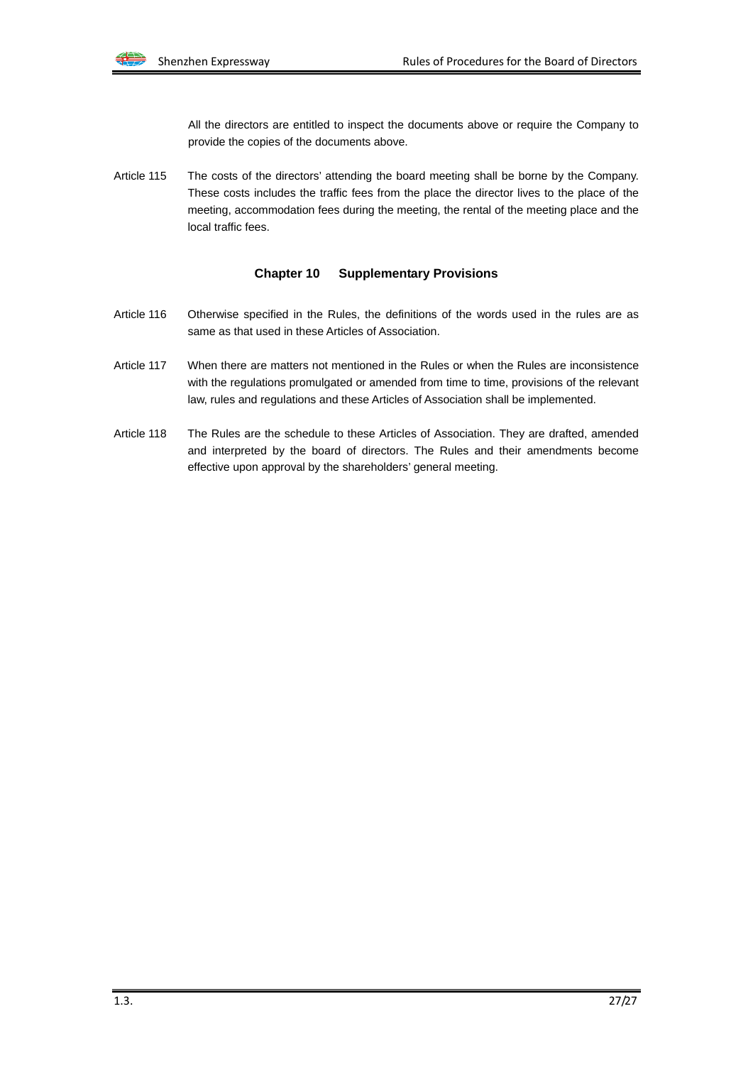All the directors are entitled to inspect the documents above or require the Company to provide the copies of the documents above.

Article 115 The costs of the directors' attending the board meeting shall be borne by the Company. These costs includes the traffic fees from the place the director lives to the place of the meeting, accommodation fees during the meeting, the rental of the meeting place and the local traffic fees.

## Chapter 10 Supplementary Provisions

Article 116 Otherwise specified in the Rules, the definitions of the words used in the rules are as same as that used in these Articles of Association.

Article 117 When there are matters not mentioned in the Rules or when the Rules are inconsistence with the regulations promulgated or amended from time to time, provisions of the relevant law, rules and regulations and these Articles of Association shall be implemented.

Article 118 The Rules are the schedule to these Articles of Association. They are drafted, amended and interpreted by the board of directors. The Rules and their amendments become effective upon approval by the shareholders' general meeting.